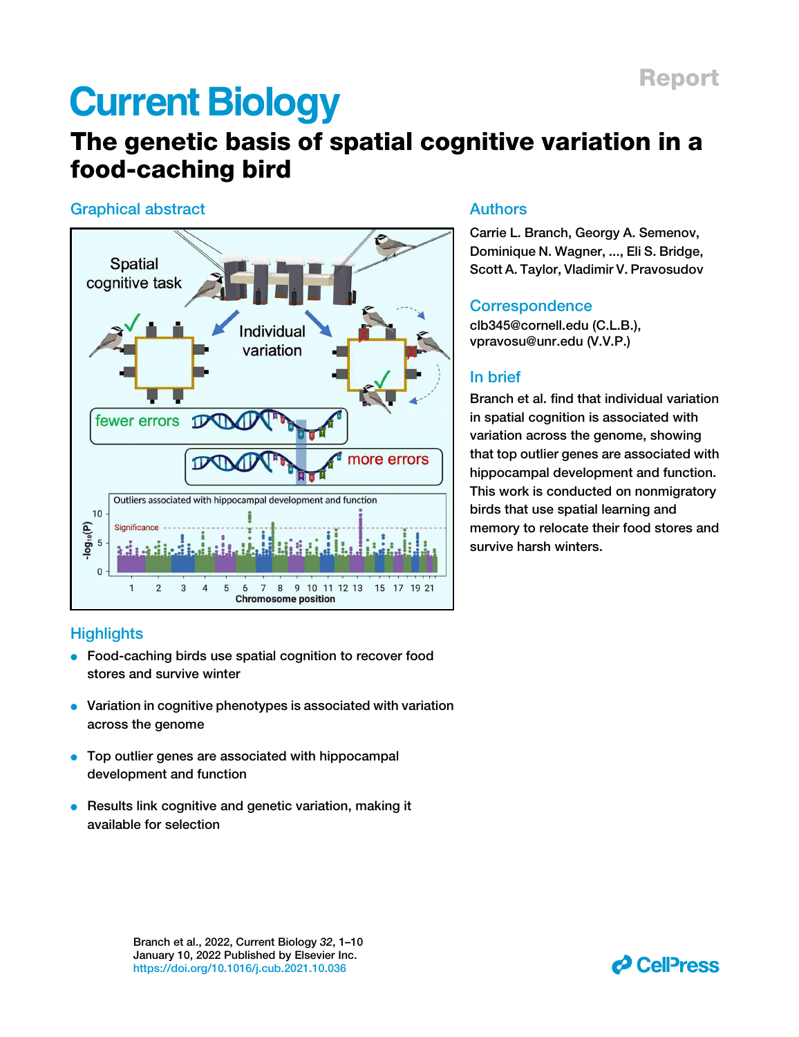Report

# The genetic basis of spatial cognitive variation in a food-caching bird

## Graphical abstract

## Authors

Carrie L. Branch, Georgy A. Semenov, Dominique N. Wagner, ..., Eli S. Bridge, Scott A. Taylor, Vladimir V. Pravosudov

## Correspondence

clb345@cornell.edu (C.L.B.), vpravosu@unr.edu (V.V.P.)

## In brief

Branch et al. find that individual variation in spatial cognition is associated with variation across the genome, showing that top outlier genes are associated with hippocampal development and function. This work is conducted on nonmigratory birds that use spatial learning and memory to relocate their food stores and survive harsh winters.

## Highlights

- Food-caching birds use spatial cognition to recover food stores and survive winter
- Variation in cognitive phenotypes is associated with variation across the genome
- Top outlier genes are associated with hippocampal development and function
- Results link cognitive and genetic variation, making it available for selection

Branch et al., 2022, Current Biology 32, 1–10
January 10, 2022 Published by Elsevier Inc.
https://doi.org/10.1016/j.cub.2021.10.036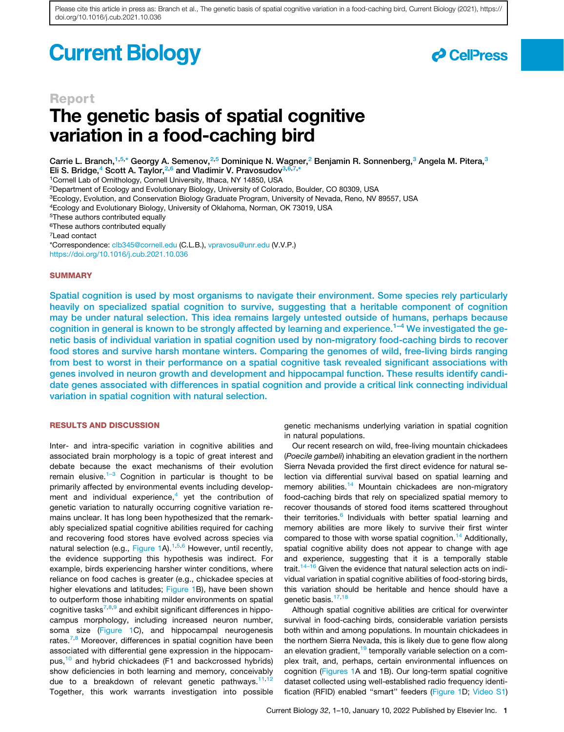Please cite this article in press as: Branch et al., The genetic basis of spatial cognitive variation in a food-caching bird, Current Biology (2021), https://doi.org/10.1016/j.cub.2021.10.036

Report

# The genetic basis of spatial cognitive variation in a food-caching bird

Carrie L. Branch,[1,5,*] Georgy A. Semenov,[2,5] Dominique N. Wagner,[2] Benjamin R. Sonnenberg,[3] Angela M. Pitera,[3] Eli S. Bridge,[4] Scott A. Taylor,[2,6] and Vladimir V. Pravosudov[3,6,7,*]

[1]Cornell Lab of Ornithology, Cornell University, Ithaca, NY 14850, USA
[2]Department of Ecology and Evolutionary Biology, University of Colorado, Boulder, CO 80309, USA
[3]Ecology, Evolution, and Conservation Biology Graduate Program, University of Nevada, Reno, NV 89557, USA
[4]Ecology and Evolutionary Biology, University of Oklahoma, Norman, OK 73019, USA
[5]These authors contributed equally
[6]These authors contributed equally
[7]Lead contact
*Correspondence: clb345@cornell.edu (C.L.B.), vpravosu@unr.edu (V.V.P.)
https://doi.org/10.1016/j.cub.2021.10.036

## SUMMARY

Spatial cognition is used by most organisms to navigate their environment. Some species rely particularly heavily on specialized spatial cognition to survive, suggesting that a heritable component of cognition may be under natural selection. This idea remains largely untested outside of humans, perhaps because cognition in general is known to be strongly affected by learning and experience.[1–4] We investigated the genetic basis of individual variation in spatial cognition used by non-migratory food-caching birds to recover food stores and survive harsh montane winters. Comparing the genomes of wild, free-living birds ranging from best to worst in their performance on a spatial cognitive task revealed significant associations with genes involved in neuron growth and development and hippocampal function. These results identify candidate genes associated with differences in spatial cognition and provide a critical link connecting individual variation in spatial cognition with natural selection.

## RESULTS AND DISCUSSION

Inter- and intra-specific variation in cognitive abilities and associated brain morphology is a topic of great interest and debate because the exact mechanisms of their evolution remain elusive.[1–3] Cognition in particular is thought to be primarily affected by environmental events including development and individual experience,[4] yet the contribution of genetic variation to naturally occurring cognitive variation remains unclear. It has long been hypothesized that the remarkably specialized spatial cognitive abilities required for caching and recovering food stores have evolved across species via natural selection (e.g., Figure 1A).[1,5,6] However, until recently, the evidence supporting this hypothesis was indirect. For example, birds experiencing harsher winter conditions, where reliance on food caches is greater (e.g., chickadee species at higher elevations and latitudes; Figure 1B), have been shown to outperform those inhabiting milder environments on spatial cognitive tasks[7,8,9] and exhibit significant differences in hippocampus morphology, including increased neuron number, soma size (Figure 1C), and hippocampal neurogenesis rates.[7,8] Moreover, differences in spatial cognition have been associated with differential gene expression in the hippocampus,[10] and hybrid chickadees (F1 and backcrossed hybrids) show deficiencies in both learning and memory, conceivably due to a breakdown of relevant genetic pathways.[11,12] Together, this work warrants investigation into possible genetic mechanisms underlying variation in spatial cognition in natural populations.

Our recent research on wild, free-living mountain chickadees (*Poecile gambeli*) inhabiting an elevation gradient in the northern Sierra Nevada provided the first direct evidence for natural selection via differential survival based on spatial learning and memory abilities.[14] Mountain chickadees are non-migratory food-caching birds that rely on specialized spatial memory to recover thousands of stored food items scattered throughout their territories.[6] Individuals with better spatial learning and memory abilities are more likely to survive their first winter compared to those with worse spatial cognition.[14] Additionally, spatial cognitive ability does not appear to change with age and experience, suggesting that it is a temporally stable trait.[14–16] Given the evidence that natural selection acts on individual variation in spatial cognitive abilities of food-storing birds, this variation should be heritable and hence should have a genetic basis.[17,18]

Although spatial cognitive abilities are critical for overwinter survival in food-caching birds, considerable variation persists both within and among populations. In mountain chickadees in the northern Sierra Nevada, this is likely due to gene flow along an elevation gradient,[19] temporally variable selection on a complex trait, and, perhaps, certain environmental influences on cognition (Figures 1A and 1B). Our long-term spatial cognitive dataset collected using well-established radio frequency identification (RFID) enabled "smart" feeders (Figure 1D; Video S1)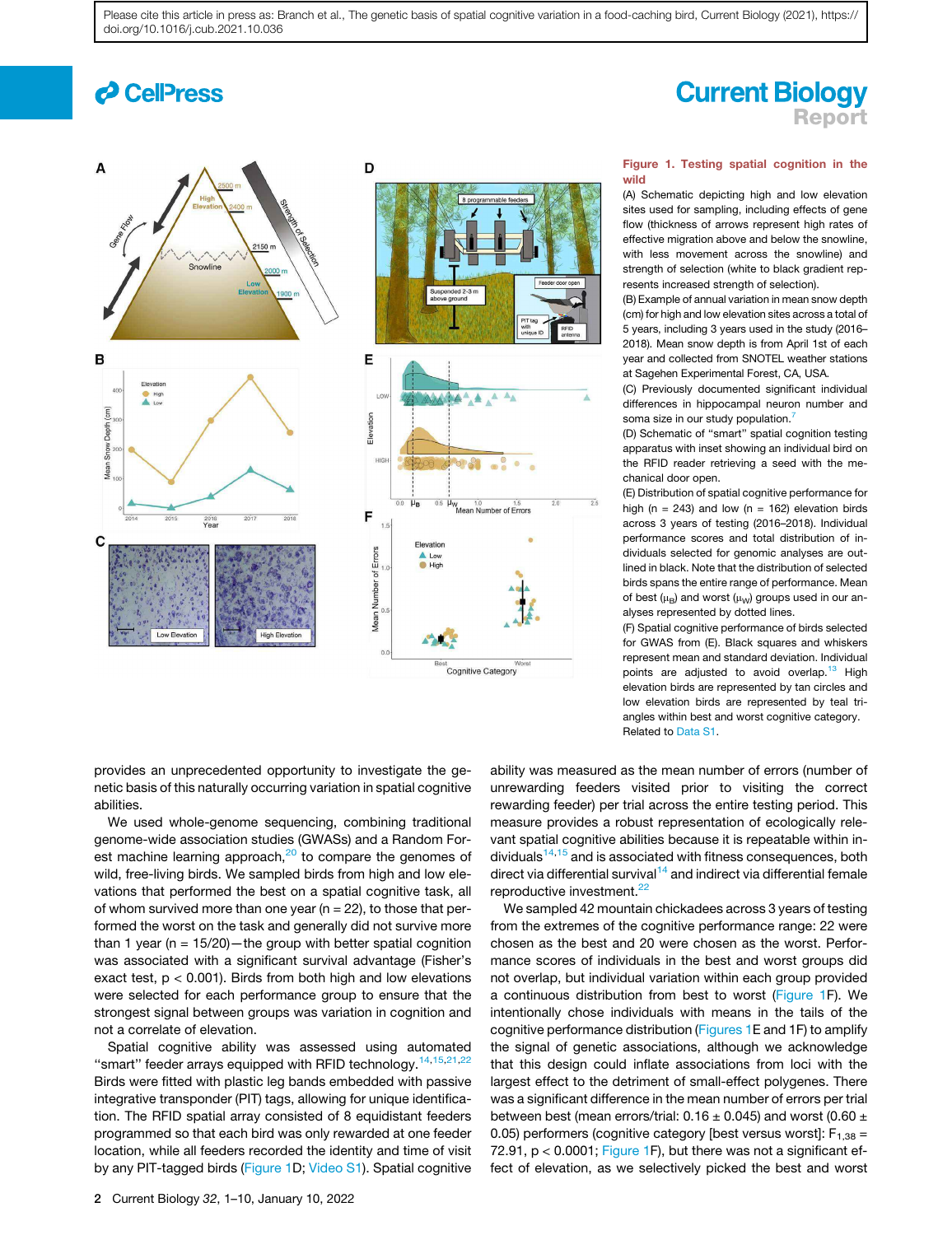**Figure 1. Testing spatial cognition in the wild**

(A) Schematic depicting high and low elevation sites used for sampling, including effects of gene flow (thickness of arrows represent high rates of effective migration above and below the snowline, with less movement across the snowline) and strength of selection (white to black gradient represents increased strength of selection).

(B) Example of annual variation in mean snow depth (cm) for high and low elevation sites across a total of 5 years, including 3 years used in the study (2016–2018). Mean snow depth is from April 1st of each year and collected from SNOTEL weather stations at Sagehen Experimental Forest, CA, USA.

(C) Previously documented significant individual differences in hippocampal neuron number and soma size in our study population.[7]

(D) Schematic of "smart" spatial cognition testing apparatus with inset showing an individual bird on the RFID reader retrieving a seed with the mechanical door open.

(E) Distribution of spatial cognitive performance for high (n = 243) and low (n = 162) elevation birds across 3 years of testing (2016–2018). Individual performance scores and total distribution of individuals selected for genomic analyses are outlined in black. Note that the distribution of selected birds spans the entire range of performance. Mean of best ($\mu_B$) and worst ($\mu_W$) groups used in our analyses represented by dotted lines.

(F) Spatial cognitive performance of birds selected for GWAS from (E). Black squares and whiskers represent mean and standard deviation. Individual points are adjusted to avoid overlap.[13] High elevation birds are represented by tan circles and low elevation birds are represented by teal triangles within best and worst cognitive category.

Related to Data S1.

provides an unprecedented opportunity to investigate the genetic basis of this naturally occurring variation in spatial cognitive abilities.

We used whole-genome sequencing, combining traditional genome-wide association studies (GWASs) and a Random Forest machine learning approach,[20] to compare the genomes of wild, free-living birds. We sampled birds from high and low elevations that performed the best on a spatial cognitive task, all of whom survived more than one year (n = 22), to those that performed the worst on the task and generally did not survive more than 1 year (n = 15/20)—the group with better spatial cognition was associated with a significant survival advantage (Fisher's exact test, $p < 0.001$). Birds from both high and low elevations were selected for each performance group to ensure that the strongest signal between groups was variation in cognition and not a correlate of elevation.

Spatial cognitive ability was assessed using automated "smart" feeder arrays equipped with RFID technology.[14,15,21,22] Birds were fitted with plastic leg bands embedded with passive integrative transponder (PIT) tags, allowing for unique identification. The RFID spatial array consisted of 8 equidistant feeders programmed so that each bird was only rewarded at one feeder location, while all feeders recorded the identity and time of visit by any PIT-tagged birds (Figure 1D; Video S1). Spatial cognitive ability was measured as the mean number of errors (number of unrewarding feeders visited prior to visiting the correct rewarding feeder) per trial across the entire testing period. This measure provides a robust representation of ecologically relevant spatial cognitive abilities because it is repeatable within individuals[14,15] and is associated with fitness consequences, both direct via differential survival[14] and indirect via differential female reproductive investment.[22]

We sampled 42 mountain chickadees across 3 years of testing from the extremes of the cognitive performance range: 22 were chosen as the best and 20 were chosen as the worst. Performance scores of individuals in the best and worst groups did not overlap, but individual variation within each group provided a continuous distribution from best to worst (Figure 1F). We intentionally chose individuals with means in the tails of the cognitive performance distribution (Figures 1E and 1F) to amplify the signal of genetic associations, although we acknowledge that this design could inflate associations from loci with the largest effect to the detriment of small-effect polygenes. There was a significant difference in the mean number of errors per trial between best (mean errors/trial: 0.16 ± 0.045) and worst (0.60 ± 0.05) performers (cognitive category [best versus worst]: $F_{1,38}$ = 72.91, $p < 0.0001$; Figure 1F), but there was not a significant effect of elevation, as we selectively picked the best and worst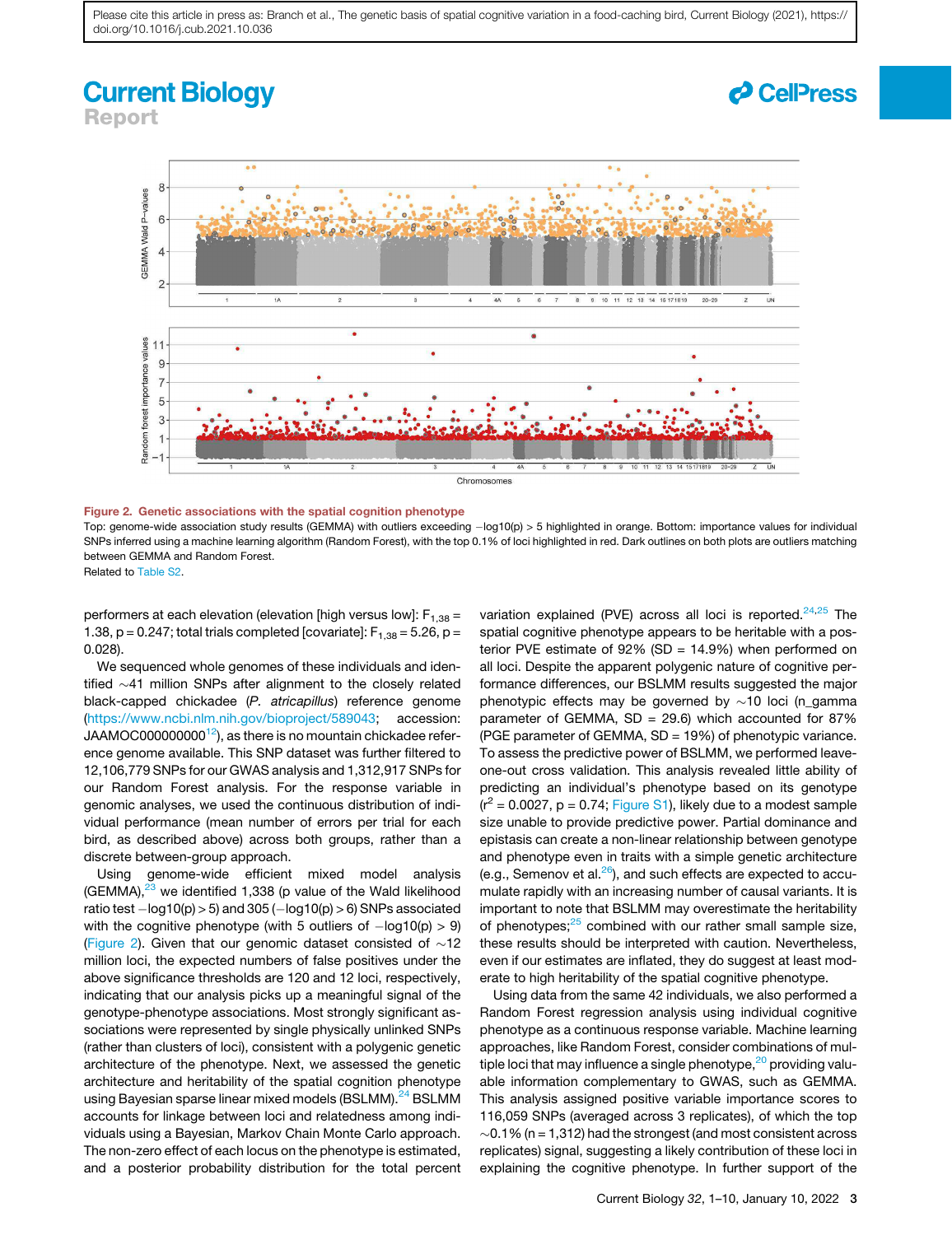Figure 2. Genetic associations with the spatial cognition phenotype

Top: genome-wide association study results (GEMMA) with outliers exceeding $-\log10(p) > 5$ highlighted in orange. Bottom: importance values for individual SNPs inferred using a machine learning algorithm (Random Forest), with the top 0.1% of loci highlighted in red. Dark outlines on both plots are outliers matching between GEMMA and Random Forest.

Related to Table S2.

performers at each elevation (elevation [high versus low]: $F_{1,38} = 1.38$, $p = 0.247$; total trials completed [covariate]: $F_{1,38} = 5.26$, $p = 0.028$).

We sequenced whole genomes of these individuals and identified ~41 million SNPs after alignment to the closely related black-capped chickadee (*P. atricapillus*) reference genome (https://www.ncbi.nlm.nih.gov/bioproject/589043; accession: JAAMOC000000000[12]), as there is no mountain chickadee reference genome available. This SNP dataset was further filtered to 12,106,779 SNPs for our GWAS analysis and 1,312,917 SNPs for our Random Forest analysis. For the response variable in genomic analyses, we used the continuous distribution of individual performance (mean number of errors per trial for each bird, as described above) across both groups, rather than a discrete between-group approach.

Using genome-wide efficient mixed model analysis (GEMMA),[23] we identified 1,338 (p value of the Wald likelihood ratio test $-\log10(p) > 5$) and 305 ($-\log10(p) > 6$) SNPs associated with the cognitive phenotype (with 5 outliers of $-\log10(p) > 9$) (Figure 2). Given that our genomic dataset consisted of ~12 million loci, the expected numbers of false positives under the above significance thresholds are 120 and 12 loci, respectively, indicating that our analysis picks up a meaningful signal of the genotype-phenotype associations. Most strongly significant associations were represented by single physically unlinked SNPs (rather than clusters of loci), consistent with a polygenic genetic architecture of the phenotype. Next, we assessed the genetic architecture and heritability of the spatial cognition phenotype using Bayesian sparse linear mixed models (BSLMM).[24] BSLMM accounts for linkage between loci and relatedness among individuals using a Bayesian, Markov Chain Monte Carlo approach. The non-zero effect of each locus on the phenotype is estimated, and a posterior probability distribution for the total percent variation explained (PVE) across all loci is reported.[24,25] The spatial cognitive phenotype appears to be heritable with a posterior PVE estimate of 92% (SD = 14.9%) when performed on all loci. Despite the apparent polygenic nature of cognitive performance differences, our BSLMM results suggested the major phenotypic effects may be governed by ~10 loci (n_gamma parameter of GEMMA, SD = 29.6) which accounted for 87% (PGE parameter of GEMMA, SD = 19%) of phenotypic variance. To assess the predictive power of BSLMM, we performed leave-one-out cross validation. This analysis revealed little ability of predicting an individual's phenotype based on its genotype ($r^2 = 0.0027$, $p = 0.74$; Figure S1), likely due to a modest sample size unable to provide predictive power. Partial dominance and epistasis can create a non-linear relationship between genotype and phenotype even in traits with a simple genetic architecture (e.g., Semenov et al.[26]), and such effects are expected to accumulate rapidly with an increasing number of causal variants. It is important to note that BSLMM may overestimate the heritability of phenotypes;[25] combined with our rather small sample size, these results should be interpreted with caution. Nevertheless, even if our estimates are inflated, they do suggest at least moderate to high heritability of the spatial cognitive phenotype.

Using data from the same 42 individuals, we also performed a Random Forest regression analysis using individual cognitive phenotype as a continuous response variable. Machine learning approaches, like Random Forest, consider combinations of multiple loci that may influence a single phenotype,[20] providing valuable information complementary to GWAS, such as GEMMA. This analysis assigned positive variable importance scores to 116,059 SNPs (averaged across 3 replicates), of which the top ~0.1% (n = 1,312) had the strongest (and most consistent across replicates) signal, suggesting a likely contribution of these loci in explaining the cognitive phenotype. In further support of the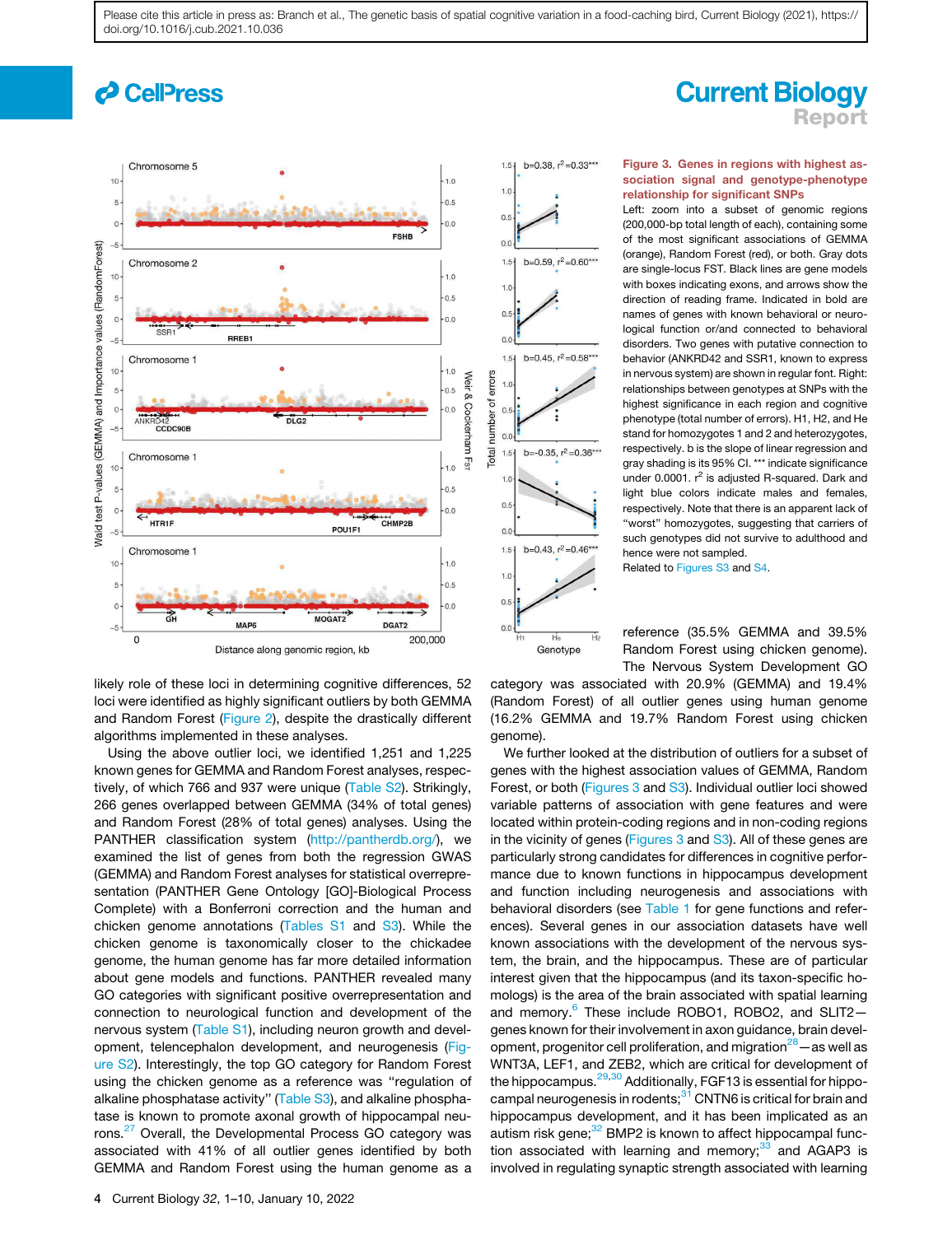**Figure 3. Genes in regions with highest association signal and genotype-phenotype relationship for significant SNPs**

Left: zoom into a subset of genomic regions (200,000-bp total length of each), containing some of the most significant associations of GEMMA (orange), Random Forest (red), or both. Gray dots are single-locus FST. Black lines are gene models with boxes indicating exons, and arrows show the direction of reading frame. Indicated in bold are names of genes with known behavioral or neurological function or/and connected to behavioral disorders. Two genes with putative connection to behavior (ANKRD42 and SSR1, known to express in nervous system) are shown in regular font. Right: relationships between genotypes at SNPs with the highest significance in each region and cognitive phenotype (total number of errors). H1, H2, and He stand for homozygotes 1 and 2 and heterozygotes, respectively. b is the slope of linear regression and gray shading is its 95% CI. *** indicate significance under 0.0001. $r^2$ is adjusted R-squared. Dark and light blue colors indicate males and females, respectively. Note that there is an apparent lack of "worst" homozygotes, suggesting that carriers of such genotypes did not survive to adulthood and hence were not sampled.

Related to Figures S3 and S4.

likely role of these loci in determining cognitive differences, 52 loci were identified as highly significant outliers by both GEMMA and Random Forest (Figure 2), despite the drastically different algorithms implemented in these analyses.

Using the above outlier loci, we identified 1,251 and 1,225 known genes for GEMMA and Random Forest analyses, respectively, of which 766 and 937 were unique (Table S2). Strikingly, 266 genes overlapped between GEMMA (34% of total genes) and Random Forest (28% of total genes) analyses. Using the PANTHER classification system (http://pantherdb.org/), we examined the list of genes from both the regression GWAS (GEMMA) and Random Forest analyses for statistical overrepresentation (PANTHER Gene Ontology [GO]-Biological Process Complete) with a Bonferroni correction and the human and chicken genome annotations (Tables S1 and S3). While the chicken genome is taxonomically closer to the chickadee genome, the human genome has far more detailed information about gene models and functions. PANTHER revealed many GO categories with significant positive overrepresentation and connection to neurological function and development of the nervous system (Table S1), including neuron growth and development, telencephalon development, and neurogenesis (Figure S2). Interestingly, the top GO category for Random Forest using the chicken genome as a reference was "regulation of alkaline phosphatase activity" (Table S3), and alkaline phosphatase is known to promote axonal growth of hippocampal neurons.[27] Overall, the Developmental Process GO category was associated with 41% of all outlier genes identified by both GEMMA and Random Forest using the human genome as a reference (35.5% GEMMA and 39.5% Random Forest using chicken genome). The Nervous System Development GO category was associated with 20.9% (GEMMA) and 19.4% (Random Forest) of all outlier genes using human genome (16.2% GEMMA and 19.7% Random Forest using chicken genome).

We further looked at the distribution of outliers for a subset of genes with the highest association values of GEMMA, Random Forest, or both (Figures 3 and S3). Individual outlier loci showed variable patterns of association with gene features and were located within protein-coding regions and in non-coding regions in the vicinity of genes (Figures 3 and S3). All of these genes are particularly strong candidates for differences in cognitive performance due to known functions in hippocampus development and function including neurogenesis and associations with behavioral disorders (see Table 1 for gene functions and references). Several genes in our association datasets have well known associations with the development of the nervous system, the brain, and the hippocampus. These are of particular interest given that the hippocampus (and its taxon-specific homologs) is the area of the brain associated with spatial learning and memory.[6] These include ROBO1, ROBO2, and SLIT2—genes known for their involvement in axon guidance, brain development, progenitor cell proliferation, and migration[28]—as well as WNT3A, LEF1, and ZEB2, which are critical for development of the hippocampus.[29,30] Additionally, FGF13 is essential for hippocampal neurogenesis in rodents;[31] CNTN6 is critical for brain and hippocampus development, and it has been implicated as an autism risk gene;[32] BMP2 is known to affect hippocampal function associated with learning and memory;[33] and AGAP3 is involved in regulating synaptic strength associated with learning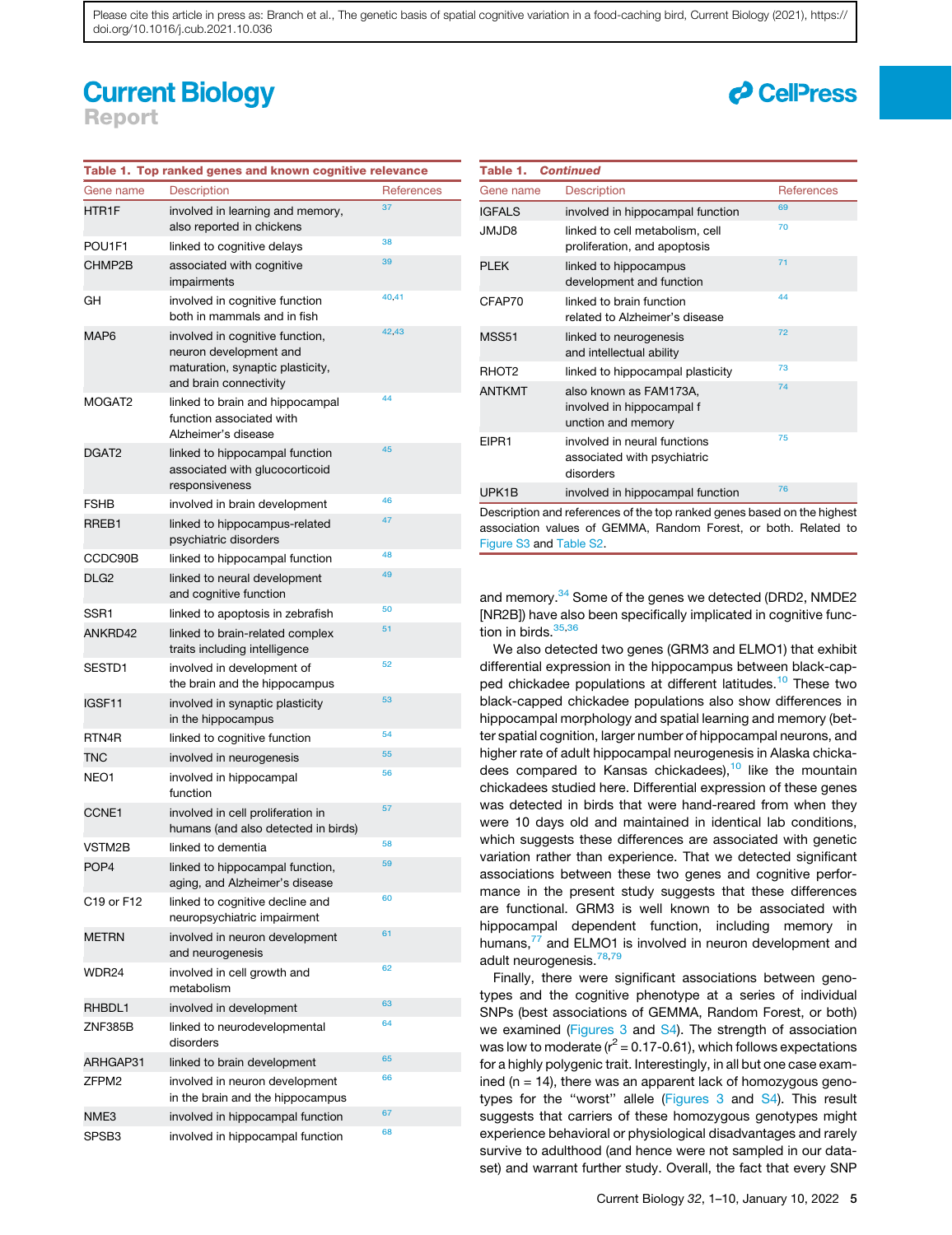**Table 1. Top ranked genes and known cognitive relevance**

| Gene name | Description | References |
|---|---|---|
| HTR1F | involved in learning and memory, also reported in chickens | [37] |
| POU1F1 | linked to cognitive delays | [38] |
| CHMP2B | associated with cognitive impairments | [39] |
| GH | involved in cognitive function both in mammals and in fish | [40,41] |
| MAP6 | involved in cognitive function, neuron development and maturation, synaptic plasticity, and brain connectivity | [42,43] |
| MOGAT2 | linked to brain and hippocampal function associated with Alzheimer's disease | [44] |
| DGAT2 | linked to hippocampal function associated with glucocorticoid responsiveness | [45] |
| FSHB | involved in brain development | [46] |
| RREB1 | linked to hippocampus-related psychiatric disorders | [47] |
| CCDC90B | linked to hippocampal function | [48] |
| DLG2 | linked to neural development and cognitive function | [49] |
| SSR1 | linked to apoptosis in zebrafish | [50] |
| ANKRD42 | linked to brain-related complex traits including intelligence | [51] |
| SESTD1 | involved in development of the brain and the hippocampus | [52] |
| IGSF11 | involved in synaptic plasticity in the hippocampus | [53] |
| RTN4R | linked to cognitive function | [54] |
| TNC | involved in neurogenesis | [55] |
| NEO1 | involved in hippocampal function | [56] |
| CCNE1 | involved in cell proliferation in humans (and also detected in birds) | [57] |
| VSTM2B | linked to dementia | [58] |
| POP4 | linked to hippocampal function, aging, and Alzheimer's disease | [59] |
| C19 or F12 | linked to cognitive decline and neuropsychiatric impairment | [60] |
| METRN | involved in neuron development and neurogenesis | [61] |
| WDR24 | involved in cell growth and metabolism | [62] |
| RHBDL1 | involved in development | [63] |
| ZNF385B | linked to neurodevelopmental disorders | [64] |
| ARHGAP31 | linked to brain development | [65] |
| ZFPM2 | involved in neuron development in the brain and the hippocampus | [66] |
| NME3 | involved in hippocampal function | [67] |
| SPSB3 | involved in hippocampal function | [68] |
| IGFALS | involved in hippocampal function | [69] |
| JMJD8 | linked to cell metabolism, cell proliferation, and apoptosis | [70] |
| PLEK | linked to hippocampus development and function | [71] |
| CFAP70 | linked to brain function related to Alzheimer's disease | [44] |
| MSS51 | linked to neurogenesis and intellectual ability | [72] |
| RHOT2 | linked to hippocampal plasticity | [73] |
| ANTKMT | also known as FAM173A, involved in hippocampal f unction and memory | [74] |
| EIPR1 | involved in neural functions associated with psychiatric disorders | [75] |
| UPK1B | involved in hippocampal function | [76] |

Description and references of the top ranked genes based on the highest association values of GEMMA, Random Forest, or both. Related to Figure S3 and Table S2.

and memory.[34] Some of the genes we detected (DRD2, NMDE2 [NR2B]) have also been specifically implicated in cognitive function in birds.[35,36]

We also detected two genes (GRM3 and ELMO1) that exhibit differential expression in the hippocampus between black-capped chickadee populations at different latitudes.[10] These two black-capped chickadee populations also show differences in hippocampal morphology and spatial learning and memory (better spatial cognition, larger number of hippocampal neurons, and higher rate of adult hippocampal neurogenesis in Alaska chickadees compared to Kansas chickadees),[10] like the mountain chickadees studied here. Differential expression of these genes was detected in birds that were hand-reared from when they were 10 days old and maintained in identical lab conditions, which suggests these differences are associated with genetic variation rather than experience. That we detected significant associations between these two genes and cognitive performance in the present study suggests that these differences are functional. GRM3 is well known to be associated with hippocampal dependent function, including memory in humans,[77] and ELMO1 is involved in neuron development and adult neurogenesis.[78,79]

Finally, there were significant associations between genotypes and the cognitive phenotype at a series of individual SNPs (best associations of GEMMA, Random Forest, or both) we examined (Figures 3 and S4). The strength of association was low to moderate ($r^2$ = 0.17-0.61), which follows expectations for a highly polygenic trait. Interestingly, in all but one case examined (n = 14), there was an apparent lack of homozygous genotypes for the "worst" allele (Figures 3 and S4). This result suggests that carriers of these homozygous genotypes might experience behavioral or physiological disadvantages and rarely survive to adulthood (and hence were not sampled in our dataset) and warrant further study. Overall, the fact that every SNP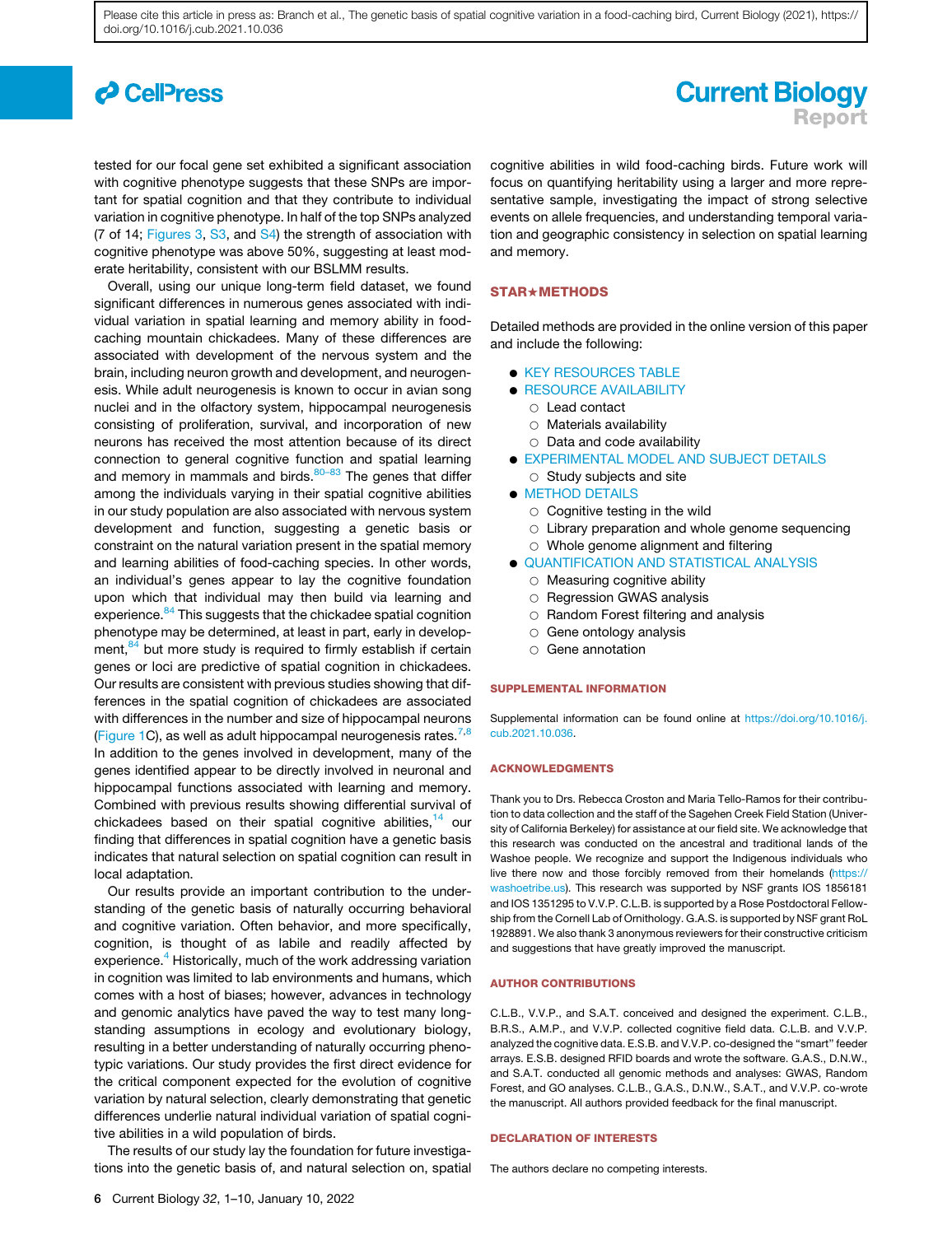tested for our focal gene set exhibited a significant association with cognitive phenotype suggests that these SNPs are important for spatial cognition and that they contribute to individual variation in cognitive phenotype. In half of the top SNPs analyzed (7 of 14; Figures 3, S3, and S4) the strength of association with cognitive phenotype was above 50%, suggesting at least moderate heritability, consistent with our BSLMM results.

Overall, using our unique long-term field dataset, we found significant differences in numerous genes associated with individual variation in spatial learning and memory ability in food-caching mountain chickadees. Many of these differences are associated with development of the nervous system and the brain, including neuron growth and development, and neurogenesis. While adult neurogenesis is known to occur in avian song nuclei and in the olfactory system, hippocampal neurogenesis consisting of proliferation, survival, and incorporation of new neurons has received the most attention because of its direct connection to general cognitive function and spatial learning and memory in mammals and birds.[80–83] The genes that differ among the individuals varying in their spatial cognitive abilities in our study population are also associated with nervous system development and function, suggesting a genetic basis or constraint on the natural variation present in the spatial memory and learning abilities of food-caching species. In other words, an individual's genes appear to lay the cognitive foundation upon which that individual may then build via learning and experience.[84] This suggests that the chickadee spatial cognition phenotype may be determined, at least in part, early in development,[84] but more study is required to firmly establish if certain genes or loci are predictive of spatial cognition in chickadees. Our results are consistent with previous studies showing that differences in the spatial cognition of chickadees are associated with differences in the number and size of hippocampal neurons (Figure 1C), as well as adult hippocampal neurogenesis rates.[7,8] In addition to the genes involved in development, many of the genes identified appear to be directly involved in neuronal and hippocampal functions associated with learning and memory. Combined with previous results showing differential survival of chickadees based on their spatial cognitive abilities,[14] our finding that differences in spatial cognition have a genetic basis indicates that natural selection on spatial cognition can result in local adaptation.

Our results provide an important contribution to the understanding of the genetic basis of naturally occurring behavioral and cognitive variation. Often behavior, and more specifically, cognition, is thought of as labile and readily affected by experience.[4] Historically, much of the work addressing variation in cognition was limited to lab environments and humans, which comes with a host of biases; however, advances in technology and genomic analytics have paved the way to test many long-standing assumptions in ecology and evolutionary biology, resulting in a better understanding of naturally occurring phenotypic variations. Our study provides the first direct evidence for the critical component expected for the evolution of cognitive variation by natural selection, clearly demonstrating that genetic differences underlie natural individual variation of spatial cognitive abilities in a wild population of birds.

The results of our study lay the foundation for future investigations into the genetic basis of, and natural selection on, spatial cognitive abilities in wild food-caching birds. Future work will focus on quantifying heritability using a larger and more representative sample, investigating the impact of strong selective events on allele frequencies, and understanding temporal variation and geographic consistency in selection on spatial learning and memory.

## STAR★METHODS

Detailed methods are provided in the online version of this paper and include the following:

- KEY RESOURCES TABLE
- RESOURCE AVAILABILITY
  - Lead contact
  - Materials availability
  - Data and code availability
- EXPERIMENTAL MODEL AND SUBJECT DETAILS
  - Study subjects and site
- METHOD DETAILS
  - Cognitive testing in the wild
  - Library preparation and whole genome sequencing
  - Whole genome alignment and filtering
- QUANTIFICATION AND STATISTICAL ANALYSIS
  - Measuring cognitive ability
  - Regression GWAS analysis
  - Random Forest filtering and analysis
  - Gene ontology analysis
  - Gene annotation

## SUPPLEMENTAL INFORMATION

Supplemental information can be found online at https://doi.org/10.1016/j.cub.2021.10.036.

## ACKNOWLEDGMENTS

Thank you to Drs. Rebecca Croston and Maria Tello-Ramos for their contribution to data collection and the staff of the Sagehen Creek Field Station (University of California Berkeley) for assistance at our field site. We acknowledge that this research was conducted on the ancestral and traditional lands of the Washoe people. We recognize and support the Indigenous individuals who live there now and those forcibly removed from their homelands (https://washoetribe.us). This research was supported by NSF grants IOS 1856181 and IOS 1351295 to V.V.P. C.L.B. is supported by a Rose Postdoctoral Fellowship from the Cornell Lab of Ornithology. G.A.S. is supported by NSF grant RoL 1928891. We also thank 3 anonymous reviewers for their constructive criticism and suggestions that have greatly improved the manuscript.

## AUTHOR CONTRIBUTIONS

C.L.B., V.V.P., and S.A.T. conceived and designed the experiment. C.L.B., B.R.S., A.M.P., and V.V.P. collected cognitive field data. C.L.B. and V.V.P. analyzed the cognitive data. E.S.B. and V.V.P. co-designed the "smart" feeder arrays. E.S.B. designed RFID boards and wrote the software. G.A.S., D.N.W., and S.A.T. conducted all genomic methods and analyses: GWAS, Random Forest, and GO analyses. C.L.B., G.A.S., D.N.W., S.A.T., and V.V.P. co-wrote the manuscript. All authors provided feedback for the final manuscript.

## DECLARATION OF INTERESTS

The authors declare no competing interests.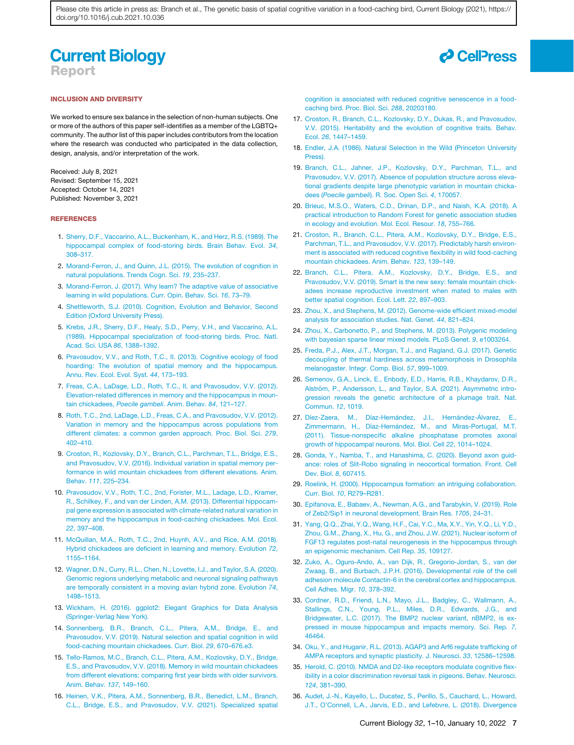## INCLUSION AND DIVERSITY

We worked to ensure sex balance in the selection of non-human subjects. One or more of the authors of this paper self-identifies as a member of the LGBTQ+ community. The author list of this paper includes contributors from the location where the research was conducted who participated in the data collection, design, analysis, and/or interpretation of the work.

Received: July 8, 2021
Revised: September 15, 2021
Accepted: October 14, 2021
Published: November 3, 2021

## REFERENCES

1. Sherry, D.F., Vaccarino, A.L., Buckenham, K., and Herz, R.S. (1989). The hippocampal complex of food-storing birds. Brain Behav. Evol. *34*, 308–317.
2. Morand-Ferron, J., and Quinn, J.L. (2015). The evolution of cognition in natural populations. Trends Cogn. Sci. *19*, 235–237.
3. Morand-Ferron, J. (2017). Why learn? The adaptive value of associative learning in wild populations. Curr. Opin. Behav. Sci. *16*, 73–79.
4. Shettleworth, S.J. (2010). Cognition, Evolution and Behavior, Second Edition (Oxford University Press).
5. Krebs, J.R., Sherry, D.F., Healy, S.D., Perry, V.H., and Vaccarino, A.L. (1989). Hippocampal specialization of food-storing birds. Proc. Natl. Acad. Sci. USA *86*, 1388–1392.
6. Pravosudov, V.V., and Roth, T.C., II. (2013). Cognitive ecology of food hoarding: The evolution of spatial memory and the hippocampus. Annu. Rev. Ecol. Evol. Syst. *44*, 173–193.
7. Freas, C.A., LaDage, L.D., Roth, T.C., II, and Pravosudov, V.V. (2012). Elevation-related differences in memory and the hippocampus in mountain chickadees, *Poecile gambeli*. Anim. Behav. *84*, 121–127.
8. Roth, T.C., 2nd, LaDage, L.D., Freas, C.A., and Pravosudov, V.V. (2012). Variation in memory and the hippocampus across populations from different climates: a common garden approach. Proc. Biol. Sci. *279*, 402–410.
9. Croston, R., Kozlovsky, D.Y., Branch, C.L., Parchman, T.L., Bridge, E.S., and Pravosudov, V.V. (2016). Individual variation in spatial memory performance in wild mountain chickadees from different elevations. Anim. Behav. *111*, 225–234.
10. Pravosudov, V.V., Roth, T.C., 2nd, Forister, M.L., Ladage, L.D., Kramer, R., Schilkey, F., and van der Linden, A.M. (2013). Differential hippocampal gene expression is associated with climate-related natural variation in memory and the hippocampus in food-caching chickadees. Mol. Ecol. *22*, 397–408.
11. McQuillan, M.A., Roth, T.C., 2nd, Huynh, A.V., and Rice, A.M. (2018). Hybrid chickadees are deficient in learning and memory. Evolution *72*, 1155–1164.
12. Wagner, D.N., Curry, R.L., Chen, N., Lovette, I.J., and Taylor, S.A. (2020). Genomic regions underlying metabolic and neuronal signaling pathways are temporally consistent in a moving avian hybrid zone. Evolution *74*, 1498–1513.
13. Wickham, H. (2016). ggplot2: Elegant Graphics for Data Analysis (Springer-Verlag New York).
14. Sonnenberg, B.R., Branch, C.L., Pitera, A.M., Bridge, E., and Pravosudov, V.V. (2019). Natural selection and spatial cognition in wild food-caching mountain chickadees. Curr. Biol. *29*, 670–676.e3.
15. Tello-Ramos, M.C., Branch, C.L., Pitera, A.M., Kozlovsky, D.Y., Bridge, E.S., and Pravosudov, V.V. (2018). Memory in wild mountain chickadees from different elevations: comparing first year birds with older survivors. Anim. Behav. *137*, 149–160.
16. Heinen, V.K., Pitera, A.M., Sonnenberg, B.R., Benedict, L.M., Branch, C.L., Bridge, E.S., and Pravosudov, V.V. (2021). Specialized spatial cognition is associated with reduced cognitive senescence in a food-caching bird. Proc. Biol. Sci. *288*, 20203180.
17. Croston, R., Branch, C.L., Kozlovsky, D.Y., Dukas, R., and Pravosudov, V.V. (2015). Heritability and the evolution of cognitive traits. Behav. Ecol. *26*, 1447–1459.
18. Endler, J.A. (1986). Natural Selection in the Wild (Princeton University Press).
19. Branch, C.L., Jahner, J.P., Kozlovsky, D.Y., Parchman, T.L., and Pravosudov, V.V. (2017). Absence of population structure across elevational gradients despite large phenotypic variation in mountain chickadees (*Poecile gambeli*). R. Soc. Open Sci. *4*, 170057.
20. Brieuc, M.S.O., Waters, C.D., Drinan, D.P., and Naish, K.A. (2018). A practical introduction to Random Forest for genetic association studies in ecology and evolution. Mol. Ecol. Resour. *18*, 755–766.
21. Croston, R., Branch, C.L., Pitera, A.M., Kozlovsky, D.Y., Bridge, E.S., Parchman, T.L., and Pravosudov, V.V. (2017). Predictably harsh environment is associated with reduced cognitive flexibility in wild food-caching mountain chickadees. Anim. Behav. *123*, 139–149.
22. Branch, C.L., Pitera, A.M., Kozlovsky, D.Y., Bridge, E.S., and Pravosudov, V.V. (2019). Smart is the new sexy: female mountain chickadees increase reproductive investment when mated to males with better spatial cognition. Ecol. Lett. *22*, 897–903.
23. Zhou, X., and Stephens, M. (2012). Genome-wide efficient mixed-model analysis for association studies. Nat. Genet. *44*, 821–824.
24. Zhou, X., Carbonetto, P., and Stephens, M. (2013). Polygenic modeling with bayesian sparse linear mixed models. PLoS Genet. *9*, e1003264.
25. Freda, P.J., Alex, J.T., Morgan, T.J., and Ragland, G.J. (2017). Genetic decoupling of thermal hardiness across metamorphosis in Drosophila melanogaster. Integr. Comp. Biol. *57*, 999–1009.
26. Semenov, G.A., Linck, E., Enbody, E.D., Harris, R.B., Khaydarov, D.R., Alström, P., Andersson, L., and Taylor, S.A. (2021). Asymmetric introgression reveals the genetic architecture of a plumage trait. Nat. Commun. *12*, 1019.
27. Díez-Zaera, M., Díaz-Hernández, J.I., Hernández-Álvarez, E., Zimmermann, H., Díaz-Hernández, M., and Miras-Portugal, M.T. (2011). Tissue-nonspecific alkaline phosphatase promotes axonal growth of hippocampal neurons. Mol. Biol. Cell *22*, 1014–1024.
28. Gonda, Y., Namba, T., and Hanashima, C. (2020). Beyond axon guidance: roles of Slit-Robo signaling in neocortical formation. Front. Cell Dev. Biol. *8*, 607415.
29. Roelink, H. (2000). Hippocampus formation: an intriguing collaboration. Curr. Biol. *10*, R279–R281.
30. Epifanova, E., Babaev, A., Newman, A.G., and Tarabykin, V. (2019). Role of Zeb2/Sip1 in neuronal development. Brain Res. *1705*, 24–31.
31. Yang, Q.Q., Zhai, Y.Q., Wang, H.F., Cai, Y.C., Ma, X.Y., Yin, Y.Q., Li, Y.D., Zhou, G.M., Zhang, X., Hu, G., and Zhou, J.W. (2021). Nuclear isoform of FGF13 regulates post-natal neurogenesis in the hippocampus through an epigenomic mechanism. Cell Rep. *35*, 109127.
32. Zuko, A., Oguro-Ando, A., van Dijk, R., Gregorio-Jordan, S., van der Zwaag, B., and Burbach, J.P.H. (2016). Developmental role of the cell adhesion molecule Contactin-6 in the cerebral cortex and hippocampus. Cell Adhes. Migr. *10*, 378–392.
33. Cordner, R.D., Friend, L.N., Mayo, J.L., Badgley, C., Wallmann, A., Stallings, C.N., Young, P.L., Miles, D.R., Edwards, J.G., and Bridgewater, L.C. (2017). The BMP2 nuclear variant, nBMP2, is expressed in mouse hippocampus and impacts memory. Sci. Rep. *7*, 46464.
34. Oku, Y., and Huganir, R.L. (2013). AGAP3 and Arf6 regulate trafficking of AMPA receptors and synaptic plasticity. J. Neurosci. *33*, 12586–12598.
35. Herold, C. (2010). NMDA and D2-like receptors modulate cognitive flexibility in a color discrimination reversal task in pigeons. Behav. Neurosci. *124*, 381–390.
36. Audet, J.-N., Kayello, L., Ducatez, S., Perillo, S., Cauchard, L., Howard, J.T., O'Connell, L.A., Jarvis, E.D., and Lefebvre, L. (2018). Divergence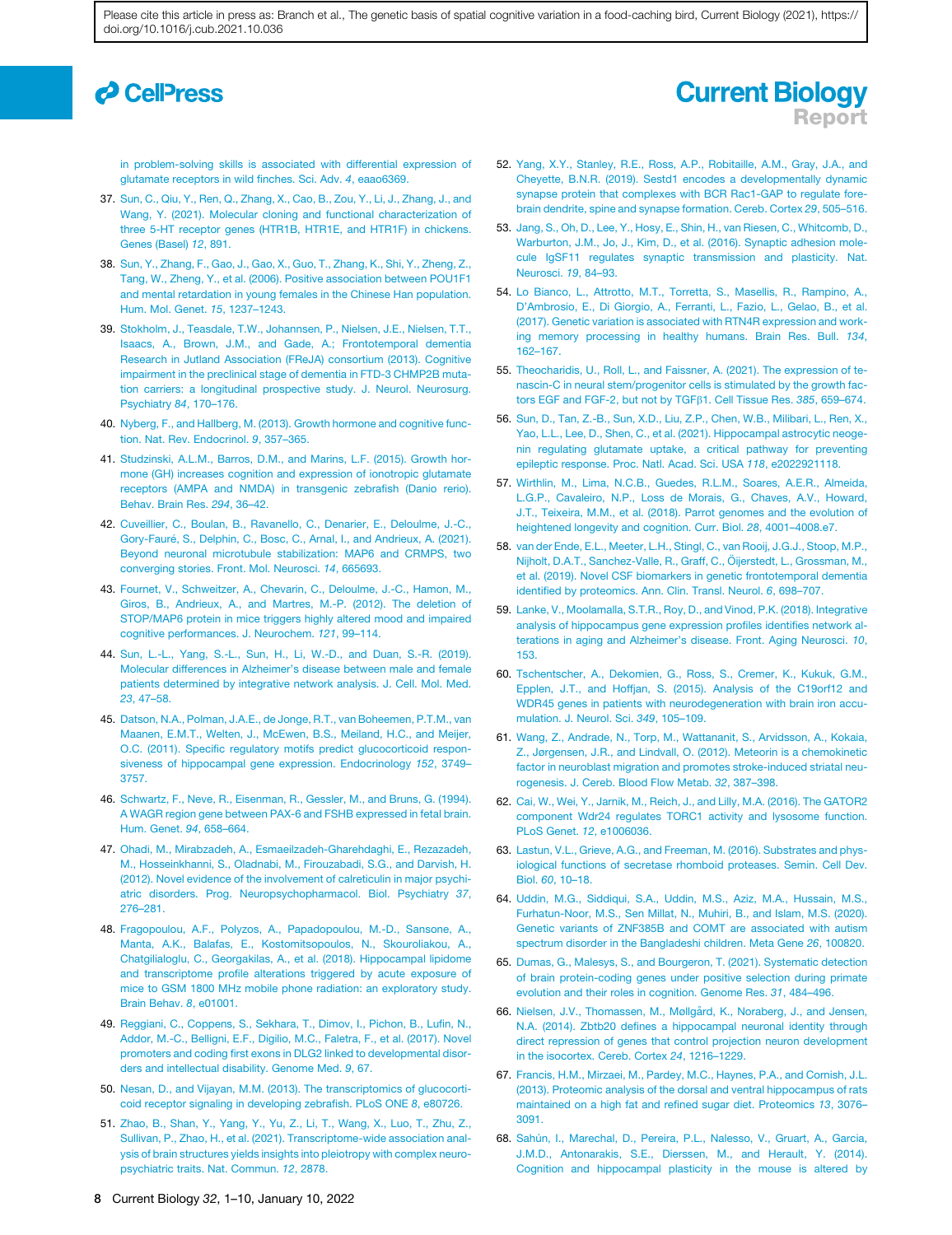in problem-solving skills is associated with differential expression of glutamate receptors in wild finches. Sci. Adv. *4*, eaao6369.

37. Sun, C., Qiu, Y., Ren, Q., Zhang, X., Cao, B., Zou, Y., Li, J., Zhang, J., and Wang, Y. (2021). Molecular cloning and functional characterization of three 5-HT receptor genes (HTR1B, HTR1E, and HTR1F) in chickens. Genes (Basel) *12*, 891.

38. Sun, Y., Zhang, F., Gao, J., Gao, X., Guo, T., Zhang, K., Shi, Y., Zheng, Z., Tang, W., Zheng, Y., et al. (2006). Positive association between POU1F1 and mental retardation in young females in the Chinese Han population. Hum. Mol. Genet. *15*, 1237–1243.

39. Stokholm, J., Teasdale, T.W., Johannsen, P., Nielsen, J.E., Nielsen, T.T., Isaacs, A., Brown, J.M., and Gade, A.; Frontotemporal dementia Research in Jutland Association (FReJA) consortium (2013). Cognitive impairment in the preclinical stage of dementia in FTD-3 CHMP2B mutation carriers: a longitudinal prospective study. J. Neurol. Neurosurg. Psychiatry *84*, 170–176.

40. Nyberg, F., and Hallberg, M. (2013). Growth hormone and cognitive function. Nat. Rev. Endocrinol. *9*, 357–365.

41. Studzinski, A.L.M., Barros, D.M., and Marins, L.F. (2015). Growth hormone (GH) increases cognition and expression of ionotropic glutamate receptors (AMPA and NMDA) in transgenic zebrafish (Danio rerio). Behav. Brain Res. *294*, 36–42.

42. Cuveillier, C., Boulan, B., Ravanello, C., Denarier, E., Deloulme, J.-C., Gory-Fauré, S., Delphin, C., Bosc, C., Arnal, I., and Andrieux, A. (2021). Beyond neuronal microtubule stabilization: MAP6 and CRMPS, two converging stories. Front. Mol. Neurosci. *14*, 665693.

43. Fournet, V., Schweitzer, A., Chevarin, C., Deloulme, J.-C., Hamon, M., Giros, B., Andrieux, A., and Martres, M.-P. (2012). The deletion of STOP/MAP6 protein in mice triggers highly altered mood and impaired cognitive performances. J. Neurochem. *121*, 99–114.

44. Sun, L.-L., Yang, S.-L., Sun, H., Li, W.-D., and Duan, S.-R. (2019). Molecular differences in Alzheimer's disease between male and female patients determined by integrative network analysis. J. Cell. Mol. Med. *23*, 47–58.

45. Datson, N.A., Polman, J.A.E., de Jonge, R.T., van Boheemen, P.T.M., van Maanen, E.M.T., Welten, J., McEwen, B.S., Meiland, H.C., and Meijer, O.C. (2011). Specific regulatory motifs predict glucocorticoid responsiveness of hippocampal gene expression. Endocrinology *152*, 3749–3757.

46. Schwartz, F., Neve, R., Eisenman, R., Gessler, M., and Bruns, G. (1994). A WAGR region gene between PAX-6 and FSHB expressed in fetal brain. Hum. Genet. *94*, 658–664.

47. Ohadi, M., Mirabzadeh, A., Esmaeilzadeh-Gharehdaghi, E., Rezazadeh, M., Hosseinkhanni, S., Oladnabi, M., Firouzabadi, S.G., and Darvish, H. (2012). Novel evidence of the involvement of calreticulin in major psychiatric disorders. Prog. Neuropsychopharmacol. Biol. Psychiatry *37*, 276–281.

48. Fragopoulou, A.F., Polyzos, A., Papadopoulou, M.-D., Sansone, A., Manta, A.K., Balafas, E., Kostomitsopoulos, N., Skouroliakou, A., Chatgilialoglu, C., Georgakilas, A., et al. (2018). Hippocampal lipidome and transcriptome profile alterations triggered by acute exposure of mice to GSM 1800 MHz mobile phone radiation: an exploratory study. Brain Behav. *8*, e01001.

49. Reggiani, C., Coppens, S., Sekhara, T., Dimov, I., Pichon, B., Lufin, N., Addor, M.-C., Belligni, E.F., Digilio, M.C., Faletra, F., et al. (2017). Novel promoters and coding first exons in DLG2 linked to developmental disorders and intellectual disability. Genome Med. *9*, 67.

50. Nesan, D., and Vijayan, M.M. (2013). The transcriptomics of glucocorticoid receptor signaling in developing zebrafish. PLoS ONE *8*, e80726.

51. Zhao, B., Shan, Y., Yang, Y., Yu, Z., Li, T., Wang, X., Luo, T., Zhu, Z., Sullivan, P., Zhao, H., et al. (2021). Transcriptome-wide association analysis of brain structures yields insights into pleiotropy with complex neuropsychiatric traits. Nat. Commun. *12*, 2878.

52. Yang, X.Y., Stanley, R.E., Ross, A.P., Robitaille, A.M., Gray, J.A., and Cheyette, B.N.R. (2019). Sestd1 encodes a developmentally dynamic synapse protein that complexes with BCR Rac1-GAP to regulate forebrain dendrite, spine and synapse formation. Cereb. Cortex *29*, 505–516.

53. Jang, S., Oh, D., Lee, Y., Hosy, E., Shin, H., van Riesen, C., Whitcomb, D., Warburton, J.M., Jo, J., Kim, D., et al. (2016). Synaptic adhesion molecule IgSF11 regulates synaptic transmission and plasticity. Nat. Neurosci. *19*, 84–93.

54. Lo Bianco, L., Attrotto, M.T., Torretta, S., Masellis, R., Rampino, A., D'Ambrosio, E., Di Giorgio, A., Ferranti, L., Fazio, L., Gelao, B., et al. (2017). Genetic variation is associated with RTN4R expression and working memory processing in healthy humans. Brain Res. Bull. *134*, 162–167.

55. Theocharidis, U., Roll, L., and Faissner, A. (2021). The expression of tenascin-C in neural stem/progenitor cells is stimulated by the growth factors EGF and FGF-2, but not by TGFβ1. Cell Tissue Res. *385*, 659–674.

56. Sun, D., Tan, Z.-B., Sun, X.D., Liu, Z.P., Chen, W.B., Milibari, L., Ren, X., Yao, L.L., Lee, D., Shen, C., et al. (2021). Hippocampal astrocytic neogenin regulating glutamate uptake, a critical pathway for preventing epileptic response. Proc. Natl. Acad. Sci. USA *118*, e2022921118.

57. Wirthlin, M., Lima, N.C.B., Guedes, R.L.M., Soares, A.E.R., Almeida, L.G.P., Cavaleiro, N.P., Loss de Morais, G., Chaves, A.V., Howard, J.T., Teixeira, M.M., et al. (2018). Parrot genomes and the evolution of heightened longevity and cognition. Curr. Biol. *28*, 4001–4008.e7.

58. van der Ende, E.L., Meeter, L.H., Stingl, C., van Rooij, J.G.J., Stoop, M.P., Nijholt, D.A.T., Sanchez-Valle, R., Graff, C., Öijerstedt, L., Grossman, M., et al. (2019). Novel CSF biomarkers in genetic frontotemporal dementia identified by proteomics. Ann. Clin. Transl. Neurol. *6*, 698–707.

59. Lanke, V., Moolamalla, S.T.R., Roy, D., and Vinod, P.K. (2018). Integrative analysis of hippocampus gene expression profiles identifies network alterations in aging and Alzheimer's disease. Front. Aging Neurosci. *10*, 153.

60. Tschentscher, A., Dekomien, G., Ross, S., Cremer, K., Kukuk, G.M., Epplen, J.T., and Hoffjan, S. (2015). Analysis of the C19orf12 and WDR45 genes in patients with neurodegeneration with brain iron accumulation. J. Neurol. Sci. *349*, 105–109.

61. Wang, Z., Andrade, N., Torp, M., Wattananit, S., Arvidsson, A., Kokaia, Z., Jørgensen, J.R., and Lindvall, O. (2012). Meteorin is a chemokinetic factor in neuroblast migration and promotes stroke-induced striatal neurogenesis. J. Cereb. Blood Flow Metab. *32*, 387–398.

62. Cai, W., Wei, Y., Jarnik, M., Reich, J., and Lilly, M.A. (2016). The GATOR2 component Wdr24 regulates TORC1 activity and lysosome function. PLoS Genet. *12*, e1006036.

63. Lastun, V.L., Grieve, A.G., and Freeman, M. (2016). Substrates and physiological functions of secretase rhomboid proteases. Semin. Cell Dev. Biol. *60*, 10–18.

64. Uddin, M.G., Siddiqui, S.A., Uddin, M.S., Aziz, M.A., Hussain, M.S., Furhatun-Noor, M.S., Sen Millat, N., Muhiri, B., and Islam, M.S. (2020). Genetic variants of ZNF385B and COMT are associated with autism spectrum disorder in the Bangladeshi children. Meta Gene *26*, 100820.

65. Dumas, G., Malesys, S., and Bourgeron, T. (2021). Systematic detection of brain protein-coding genes under positive selection during primate evolution and their roles in cognition. Genome Res. *31*, 484–496.

66. Nielsen, J.V., Thomassen, M., Møllgård, K., Noraberg, J., and Jensen, N.A. (2014). Zbtb20 defines a hippocampal neuronal identity through direct repression of genes that control projection neuron development in the isocortex. Cereb. Cortex *24*, 1216–1229.

67. Francis, H.M., Mirzaei, M., Pardey, M.C., Haynes, P.A., and Cornish, J.L. (2013). Proteomic analysis of the dorsal and ventral hippocampus of rats maintained on a high fat and refined sugar diet. Proteomics *13*, 3076–3091.

68. Sahún, I., Marechal, D., Pereira, P.L., Nalesso, V., Gruart, A., Garcia, J.M.D., Antonarakis, S.E., Dierssen, M., and Herault, Y. (2014). Cognition and hippocampal plasticity in the mouse is altered by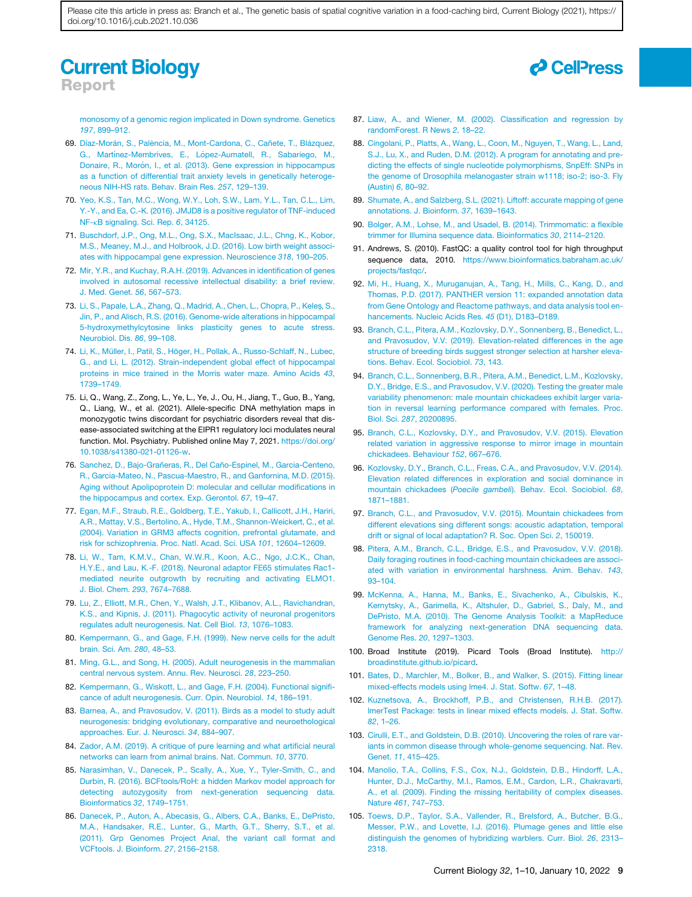monosomy of a genomic region implicated in Down syndrome. Genetics *197*, 899–912.

69. Díaz-Morán, S., Palència, M., Mont-Cardona, C., Cañete, T., Blázquez, G., Martínez-Membrives, E., López-Aumatell, R., Sabariego, M., Donaire, R., Morón, I., et al. (2013). Gene expression in hippocampus as a function of differential trait anxiety levels in genetically heterogeneous NIH-HS rats. Behav. Brain Res. *257*, 129–139.
70. Yeo, K.S., Tan, M.C., Wong, W.Y., Loh, S.W., Lam, Y.L., Tan, C.L., Lim, Y.-Y., and Ea, C.-K. (2016). JMJD8 is a positive regulator of TNF-induced NF-κB signaling. Sci. Rep. *6*, 34125.
71. Buschdorf, J.P., Ong, M.L., Ong, S.X., MacIsaac, J.L., Chng, K., Kobor, M.S., Meaney, M.J., and Holbrook, J.D. (2016). Low birth weight associates with hippocampal gene expression. Neuroscience *318*, 190–205.
72. Mir, Y.R., and Kuchay, R.A.H. (2019). Advances in identification of genes involved in autosomal recessive intellectual disability: a brief review. J. Med. Genet. *56*, 567–573.
73. Li, S., Papale, L.A., Zhang, Q., Madrid, A., Chen, L., Chopra, P., Keleş, S., Jin, P., and Alisch, R.S. (2016). Genome-wide alterations in hippocampal 5-hydroxymethylcytosine links plasticity genes to acute stress. Neurobiol. Dis. *86*, 99–108.
74. Li, K., Müller, I., Patil, S., Höger, H., Pollak, A., Russo-Schlaff, N., Lubec, G., and Li, L. (2012). Strain-independent global effect of hippocampal proteins in mice trained in the Morris water maze. Amino Acids *43*, 1739–1749.
75. Li, Q., Wang, Z., Zong, L., Ye, L., Ye, J., Ou, H., Jiang, T., Guo, B., Yang, Q., Liang, W., et al. (2021). Allele-specific DNA methylation maps in monozygotic twins discordant for psychiatric disorders reveal that disease-associated switching at the EIPR1 regulatory loci modulates neural function. Mol. Psychiatry. Published online May 7, 2021. https://doi.org/10.1038/s41380-021-01126-w.
76. Sanchez, D., Bajo-Grañeras, R., Del Caño-Espinel, M., Garcia-Centeno, R., Garcia-Mateo, N., Pascua-Maestro, R., and Ganfornina, M.D. (2015). Aging without Apolipoprotein D: molecular and cellular modifications in the hippocampus and cortex. Exp. Gerontol. *67*, 19–47.
77. Egan, M.F., Straub, R.E., Goldberg, T.E., Yakub, I., Callicott, J.H., Hariri, A.R., Mattay, V.S., Bertolino, A., Hyde, T.M., Shannon-Weickert, C., et al. (2004). Variation in GRM3 affects cognition, prefrontal glutamate, and risk for schizophrenia. Proc. Natl. Acad. Sci. USA *101*, 12604–12609.
78. Li, W., Tam, K.M.V., Chan, W.W.R., Koon, A.C., Ngo, J.C.K., Chan, H.Y.E., and Lau, K.-F. (2018). Neuronal adaptor FE65 stimulates Rac1-mediated neurite outgrowth by recruiting and activating ELMO1. J. Biol. Chem. *293*, 7674–7688.
79. Lu, Z., Elliott, M.R., Chen, Y., Walsh, J.T., Klibanov, A.L., Ravichandran, K.S., and Kipnis, J. (2011). Phagocytic activity of neuronal progenitors regulates adult neurogenesis. Nat. Cell Biol. *13*, 1076–1083.
80. Kempermann, G., and Gage, F.H. (1999). New nerve cells for the adult brain. Sci. Am. *280*, 48–53.
81. Ming, G.L., and Song, H. (2005). Adult neurogenesis in the mammalian central nervous system. Annu. Rev. Neurosci. *28*, 223–250.
82. Kempermann, G., Wiskott, L., and Gage, F.H. (2004). Functional significance of adult neurogenesis. Curr. Opin. Neurobiol. *14*, 186–191.
83. Barnea, A., and Pravosudov, V. (2011). Birds as a model to study adult neurogenesis: bridging evolutionary, comparative and neuroethological approaches. Eur. J. Neurosci. *34*, 884–907.
84. Zador, A.M. (2019). A critique of pure learning and what artificial neural networks can learn from animal brains. Nat. Commun. *10*, 3770.
85. Narasimhan, V., Danecek, P., Scally, A., Xue, Y., Tyler-Smith, C., and Durbin, R. (2016). BCFtools/RoH: a hidden Markov model approach for detecting autozygosity from next-generation sequencing data. Bioinformatics *32*, 1749–1751.
86. Danecek, P., Auton, A., Abecasis, G., Albers, C.A., Banks, E., DePristo, M.A., Handsaker, R.E., Lunter, G., Marth, G.T., Sherry, S.T., et al. (2011). Grp Genomes Project Anal, the variant call format and VCFtools. J. Bioinform. *27*, 2156–2158.
87. Liaw, A., and Wiener, M. (2002). Classification and regression by randomForest. R News *2*, 18–22.
88. Cingolani, P., Platts, A., Wang, L., Coon, M., Nguyen, T., Wang, L., Land, S.J., Lu, X., and Ruden, D.M. (2012). A program for annotating and predicting the effects of single nucleotide polymorphisms, SnpEff: SNPs in the genome of Drosophila melanogaster strain w1118; iso-2; iso-3. Fly (Austin) *6*, 80–92.
89. Shumate, A., and Salzberg, S.L. (2021). Liftoff: accurate mapping of gene annotations. J. Bioinform. *37*, 1639–1643.
90. Bolger, A.M., Lohse, M., and Usadel, B. (2014). Trimmomatic: a flexible trimmer for Illumina sequence data. Bioinformatics *30*, 2114–2120.
91. Andrews, S. (2010). FastQC: a quality control tool for high throughput sequence data, 2010. https://www.bioinformatics.babraham.ac.uk/projects/fastqc/.
92. Mi, H., Huang, X., Muruganujan, A., Tang, H., Mills, C., Kang, D., and Thomas, P.D. (2017). PANTHER version 11: expanded annotation data from Gene Ontology and Reactome pathways, and data analysis tool enhancements. Nucleic Acids Res. *45* (D1), D183–D189.
93. Branch, C.L., Pitera, A.M., Kozlovsky, D.Y., Sonnenberg, B., Benedict, L., and Pravosudov, V.V. (2019). Elevation-related differences in the age structure of breeding birds suggest stronger selection at harsher elevations. Behav. Ecol. Sociobiol. *73*, 143.
94. Branch, C.L., Sonnenberg, B.R., Pitera, A.M., Benedict, L.M., Kozlovsky, D.Y., Bridge, E.S., and Pravosudov, V.V. (2020). Testing the greater male variability phenomenon: male mountain chickadees exhibit larger variation in reversal learning performance compared with females. Proc. Biol. Sci. *287*, 20200895.
95. Branch, C.L., Kozlovsky, D.Y., and Pravosudov, V.V. (2015). Elevation related variation in aggressive response to mirror image in mountain chickadees. Behaviour *152*, 667–676.
96. Kozlovsky, D.Y., Branch, C.L., Freas, C.A., and Pravosudov, V.V. (2014). Elevation related differences in exploration and social dominance in mountain chickadees (*Poecile gambeli*). Behav. Ecol. Sociobiol. *68*, 1871–1881.
97. Branch, C.L., and Pravosudov, V.V. (2015). Mountain chickadees from different elevations sing different songs: acoustic adaptation, temporal drift or signal of local adaptation? R. Soc. Open Sci. *2*, 150019.
98. Pitera, A.M., Branch, C.L., Bridge, E.S., and Pravosudov, V.V. (2018). Daily foraging routines in food-caching mountain chickadees are associated with variation in environmental harshness. Anim. Behav. *143*, 93–104.
99. McKenna, A., Hanna, M., Banks, E., Sivachenko, A., Cibulskis, K., Kernytsky, A., Garimella, K., Altshuler, D., Gabriel, S., Daly, M., and DePristo, M.A. (2010). The Genome Analysis Toolkit: a MapReduce framework for analyzing next-generation DNA sequencing data. Genome Res. *20*, 1297–1303.
100. Broad Institute (2019). Picard Tools (Broad Institute). http://broadinstitute.github.io/picard.
101. Bates, D., Marchler, M., Bolker, B., and Walker, S. (2015). Fitting linear mixed-effects models using lme4. J. Stat. Softw. *67*, 1–48.
102. Kuznetsova, A., Brockhoff, P.B., and Christensen, R.H.B. (2017). lmerTest Package: tests in linear mixed effects models. J. Stat. Softw. *82*, 1–26.
103. Cirulli, E.T., and Goldstein, D.B. (2010). Uncovering the roles of rare variants in common disease through whole-genome sequencing. Nat. Rev. Genet. *11*, 415–425.
104. Manolio, T.A., Collins, F.S., Cox, N.J., Goldstein, D.B., Hindorff, L.A., Hunter, D.J., McCarthy, M.I., Ramos, E.M., Cardon, L.R., Chakravarti, A., et al. (2009). Finding the missing heritability of complex diseases. Nature *461*, 747–753.
105. Toews, D.P., Taylor, S.A., Vallender, R., Brelsford, A., Butcher, B.G., Messer, P.W., and Lovette, I.J. (2016). Plumage genes and little else distinguish the genomes of hybridizing warblers. Curr. Biol. *26*, 2313–2318.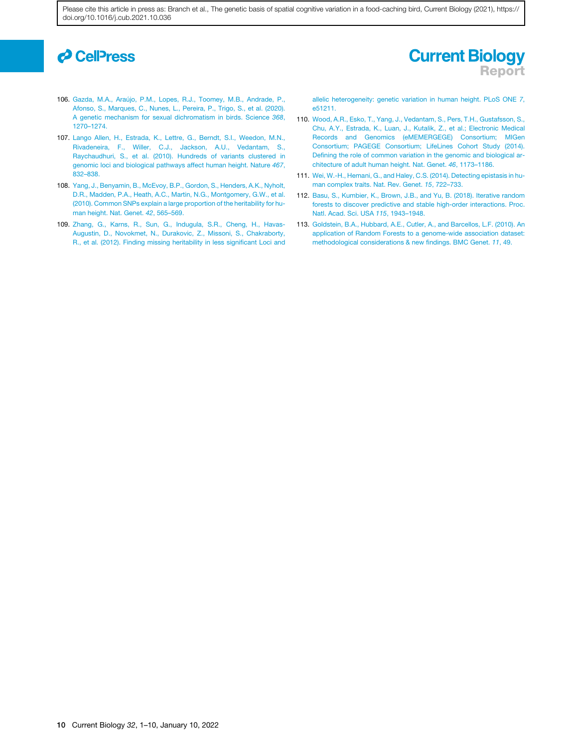106. Gazda, M.A., Araújo, P.M., Lopes, R.J., Toomey, M.B., Andrade, P., Afonso, S., Marques, C., Nunes, L., Pereira, P., Trigo, S., et al. (2020). A genetic mechanism for sexual dichromatism in birds. Science *368*, 1270–1274.

107. Lango Allen, H., Estrada, K., Lettre, G., Berndt, S.I., Weedon, M.N., Rivadeneira, F., Willer, C.J., Jackson, A.U., Vedantam, S., Raychaudhuri, S., et al. (2010). Hundreds of variants clustered in genomic loci and biological pathways affect human height. Nature *467*, 832–838.

108. Yang, J., Benyamin, B., McEvoy, B.P., Gordon, S., Henders, A.K., Nyholt, D.R., Madden, P.A., Heath, A.C., Martin, N.G., Montgomery, G.W., et al. (2010). Common SNPs explain a large proportion of the heritability for human height. Nat. Genet. *42*, 565–569.

109. Zhang, G., Karns, R., Sun, G., Indugula, S.R., Cheng, H., Havas-Augustin, D., Novokmet, N., Durakovic, Z., Missoni, S., Chakraborty, R., et al. (2012). Finding missing heritability in less significant Loci and allelic heterogeneity: genetic variation in human height. PLoS ONE *7*, e51211.

110. Wood, A.R., Esko, T., Yang, J., Vedantam, S., Pers, T.H., Gustafsson, S., Chu, A.Y., Estrada, K., Luan, J., Kutalik, Z., et al.; Electronic Medical Records and Genomics (eMEMERGEGE) Consortium; MIGen Consortium; PAGEGE Consortium; LifeLines Cohort Study (2014). Defining the role of common variation in the genomic and biological architecture of adult human height. Nat. Genet. *46*, 1173–1186.

111. Wei, W.-H., Hemani, G., and Haley, C.S. (2014). Detecting epistasis in human complex traits. Nat. Rev. Genet. *15*, 722–733.

112. Basu, S., Kumbier, K., Brown, J.B., and Yu, B. (2018). Iterative random forests to discover predictive and stable high-order interactions. Proc. Natl. Acad. Sci. USA *115*, 1943–1948.

113. Goldstein, B.A., Hubbard, A.E., Cutler, A., and Barcellos, L.F. (2010). An application of Random Forests to a genome-wide association dataset: methodological considerations & new findings. BMC Genet. *11*, 49.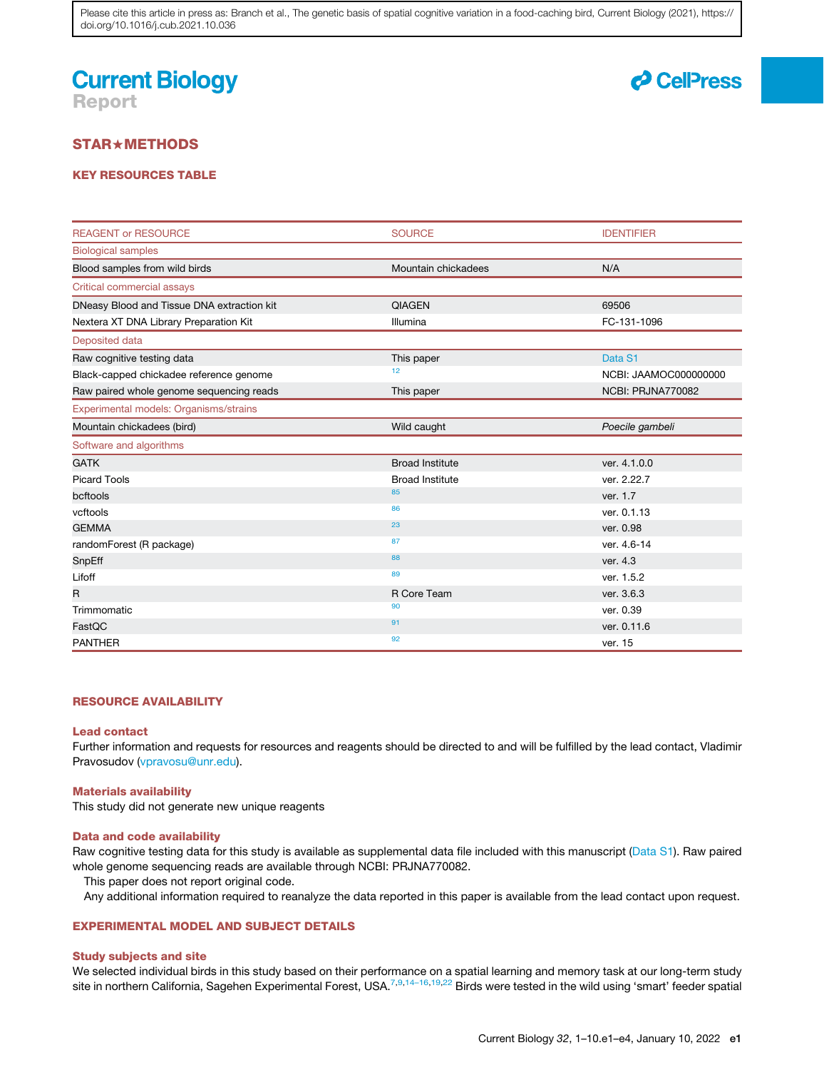## STAR★METHODS

### KEY RESOURCES TABLE

| REAGENT or RESOURCE | SOURCE | IDENTIFIER |
|---|---|---|
| Biological samples | | |
| Blood samples from wild birds | Mountain chickadees | N/A |
| Critical commercial assays | | |
| DNeasy Blood and Tissue DNA extraction kit | QIAGEN | 69506 |
| Nextera XT DNA Library Preparation Kit | Illumina | FC-131-1096 |
| Deposited data | | |
| Raw cognitive testing data | This paper | Data S1 |
| Black-capped chickadee reference genome | [12] | NCBI: JAAMOC000000000 |
| Raw paired whole genome sequencing reads | This paper | NCBI: PRJNA770082 |
| Experimental models: Organisms/strains | | |
| Mountain chickadees (bird) | Wild caught | *Poecile gambeli* |
| Software and algorithms | | |
| GATK | Broad Institute | ver. 4.1.0.0 |
| Picard Tools | Broad Institute | ver. 2.22.7 |
| bcftools | [85] | ver. 1.7 |
| vcftools | [86] | ver. 0.1.13 |
| GEMMA | [23] | ver. 0.98 |
| randomForest (R package) | [87] | ver. 4.6-14 |
| SnpEff | [88] | ver. 4.3 |
| Liftoff | [89] | ver. 1.5.2 |
| R | R Core Team | ver. 3.6.3 |
| Trimmomatic | [90] | ver. 0.39 |
| FastQC | [91] | ver. 0.11.6 |
| PANTHER | [92] | ver. 15 |

### RESOURCE AVAILABILITY

#### Lead contact

Further information and requests for resources and reagents should be directed to and will be fulfilled by the lead contact, Vladimir Pravosudov (vpravosu@unr.edu).

#### Materials availability

This study did not generate new unique reagents

#### Data and code availability

Raw cognitive testing data for this study is available as supplemental data file included with this manuscript (Data S1). Raw paired whole genome sequencing reads are available through NCBI: PRJNA770082.

This paper does not report original code.

Any additional information required to reanalyze the data reported in this paper is available from the lead contact upon request.

### EXPERIMENTAL MODEL AND SUBJECT DETAILS

#### Study subjects and site

We selected individual birds in this study based on their performance on a spatial learning and memory task at our long-term study site in northern California, Sagehen Experimental Forest, USA.[7,9,14–16,19,22] Birds were tested in the wild using 'smart' feeder spatial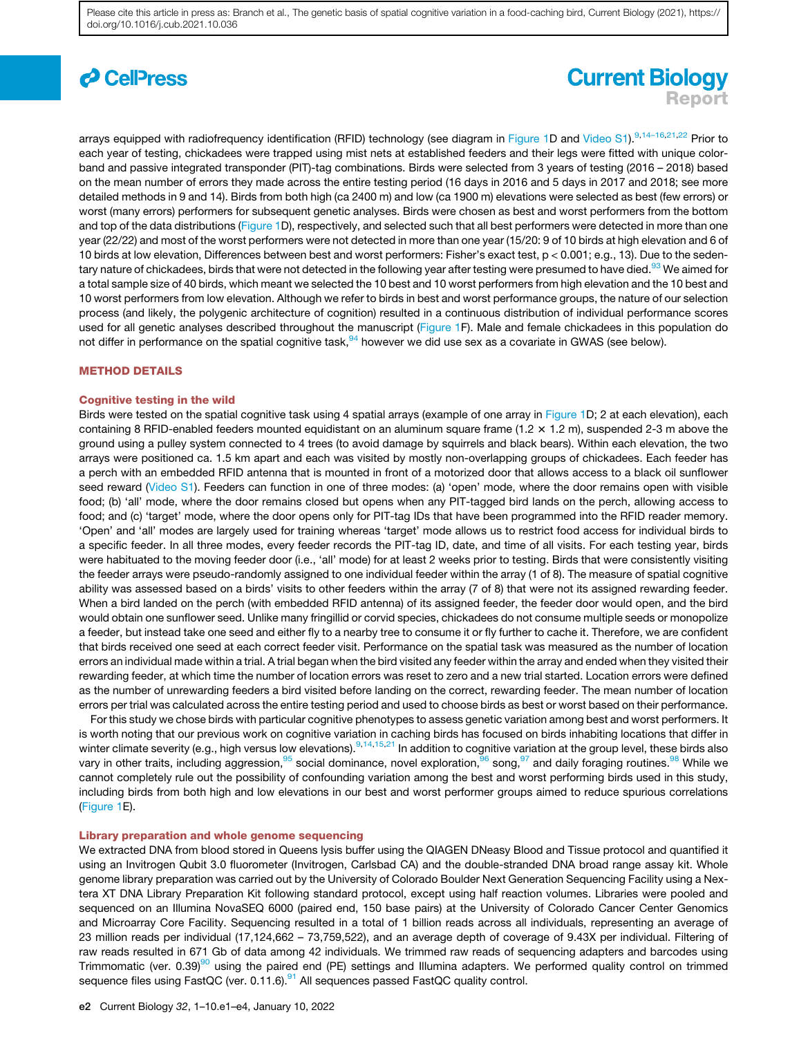arrays equipped with radiofrequency identification (RFID) technology (see diagram in Figure 1D and Video S1).[9,14–16,21,22] Prior to each year of testing, chickadees were trapped using mist nets at established feeders and their legs were fitted with unique color-band and passive integrated transponder (PIT)-tag combinations. Birds were selected from 3 years of testing (2016 – 2018) based on the mean number of errors they made across the entire testing period (16 days in 2016 and 5 days in 2017 and 2018; see more detailed methods in 9 and 14). Birds from both high (ca 2400 m) and low (ca 1900 m) elevations were selected as best (few errors) or worst (many errors) performers for subsequent genetic analyses. Birds were chosen as best and worst performers from the bottom and top of the data distributions (Figure 1D), respectively, and selected such that all best performers were detected in more than one year (22/22) and most of the worst performers were not detected in more than one year (15/20: 9 of 10 birds at high elevation and 6 of 10 birds at low elevation, Differences between best and worst performers: Fisher's exact test, $p < 0.001$; e.g., 13). Due to the sedentary nature of chickadees, birds that were not detected in the following year after testing were presumed to have died.[93] We aimed for a total sample size of 40 birds, which meant we selected the 10 best and 10 worst performers from high elevation and the 10 best and 10 worst performers from low elevation. Although we refer to birds in best and worst performance groups, the nature of our selection process (and likely, the polygenic architecture of cognition) resulted in a continuous distribution of individual performance scores used for all genetic analyses described throughout the manuscript (Figure 1F). Male and female chickadees in this population do not differ in performance on the spatial cognitive task,[94] however we did use sex as a covariate in GWAS (see below).

## METHOD DETAILS

### Cognitive testing in the wild

Birds were tested on the spatial cognitive task using 4 spatial arrays (example of one array in Figure 1D; 2 at each elevation), each containing 8 RFID-enabled feeders mounted equidistant on an aluminum square frame (1.2 × 1.2 m), suspended 2-3 m above the ground using a pulley system connected to 4 trees (to avoid damage by squirrels and black bears). Within each elevation, the two arrays were positioned ca. 1.5 km apart and each was visited by mostly non-overlapping groups of chickadees. Each feeder has a perch with an embedded RFID antenna that is mounted in front of a motorized door that allows access to a black oil sunflower seed reward (Video S1). Feeders can function in one of three modes: (a) 'open' mode, where the door remains open with visible food; (b) 'all' mode, where the door remains closed but opens when any PIT-tagged bird lands on the perch, allowing access to food; and (c) 'target' mode, where the door opens only for PIT-tag IDs that have been programmed into the RFID reader memory. 'Open' and 'all' modes are largely used for training whereas 'target' mode allows us to restrict food access for individual birds to a specific feeder. In all three modes, every feeder records the PIT-tag ID, date, and time of all visits. For each testing year, birds were habituated to the moving feeder door (i.e., 'all' mode) for at least 2 weeks prior to testing. Birds that were consistently visiting the feeder arrays were pseudo-randomly assigned to one individual feeder within the array (1 of 8). The measure of spatial cognitive ability was assessed based on a birds' visits to other feeders within the array (7 of 8) that were not its assigned rewarding feeder. When a bird landed on the perch (with embedded RFID antenna) of its assigned feeder, the feeder door would open, and the bird would obtain one sunflower seed. Unlike many fringillid or corvid species, chickadees do not consume multiple seeds or monopolize a feeder, but instead take one seed and either fly to a nearby tree to consume it or fly further to cache it. Therefore, we are confident that birds received one seed at each correct feeder visit. Performance on the spatial task was measured as the number of location errors an individual made within a trial. A trial began when the bird visited any feeder within the array and ended when they visited their rewarding feeder, at which time the number of location errors was reset to zero and a new trial started. Location errors were defined as the number of unrewarding feeders a bird visited before landing on the correct, rewarding feeder. The mean number of location errors per trial was calculated across the entire testing period and used to choose birds as best or worst based on their performance.

For this study we chose birds with particular cognitive phenotypes to assess genetic variation among best and worst performers. It is worth noting that our previous work on cognitive variation in caching birds has focused on birds inhabiting locations that differ in winter climate severity (e.g., high versus low elevations).[9,14,15,21] In addition to cognitive variation at the group level, these birds also vary in other traits, including aggression,[95] social dominance, novel exploration,[96] song,[97] and daily foraging routines.[98] While we cannot completely rule out the possibility of confounding variation among the best and worst performing birds used in this study, including birds from both high and low elevations in our best and worst performer groups aimed to reduce spurious correlations (Figure 1E).

### Library preparation and whole genome sequencing

We extracted DNA from blood stored in Queens lysis buffer using the QIAGEN DNeasy Blood and Tissue protocol and quantified it using an Invitrogen Qubit 3.0 fluorometer (Invitrogen, Carlsbad CA) and the double-stranded DNA broad range assay kit. Whole genome library preparation was carried out by the University of Colorado Boulder Next Generation Sequencing Facility using a Nextera XT DNA Library Preparation Kit following standard protocol, except using half reaction volumes. Libraries were pooled and sequenced on an Illumina NovaSEQ 6000 (paired end, 150 base pairs) at the University of Colorado Cancer Center Genomics and Microarray Core Facility. Sequencing resulted in a total of 1 billion reads across all individuals, representing an average of 23 million reads per individual (17,124,662 – 73,759,522), and an average depth of coverage of 9.43X per individual. Filtering of raw reads resulted in 671 Gb of data among 42 individuals. We trimmed raw reads of sequencing adapters and barcodes using Trimmomatic (ver. 0.39)[90] using the paired end (PE) settings and Illumina adapters. We performed quality control on trimmed sequence files using FastQC (ver. 0.11.6).[91] All sequences passed FastQC quality control.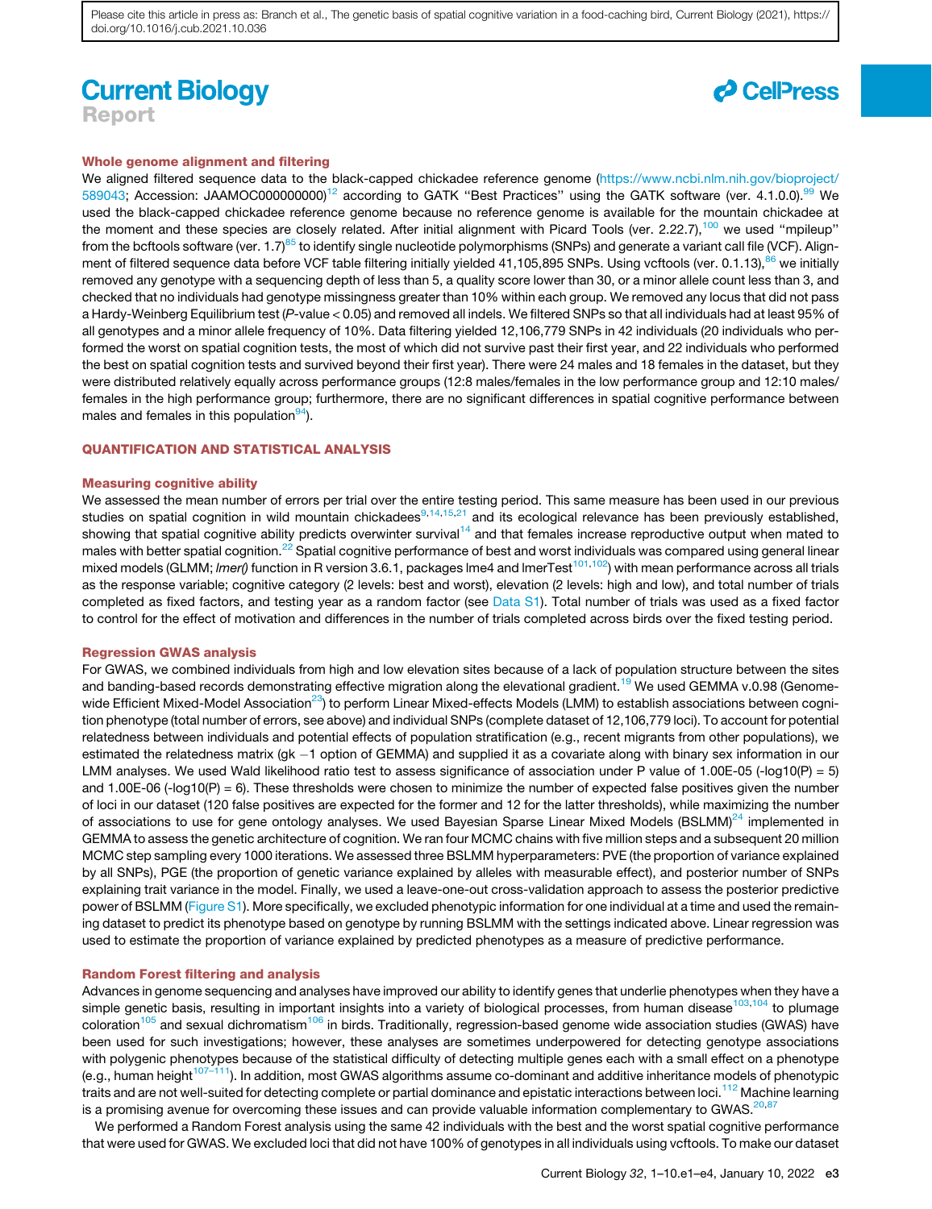### Whole genome alignment and filtering

We aligned filtered sequence data to the black-capped chickadee reference genome (https://www.ncbi.nlm.nih.gov/bioproject/589043; Accession: JAAMOC000000000)[12] according to GATK "Best Practices" using the GATK software (ver. 4.1.0.0).[99] We used the black-capped chickadee reference genome because no reference genome is available for the mountain chickadee at the moment and these species are closely related. After initial alignment with Picard Tools (ver. 2.22.7),[100] we used "mpileup" from the bcftools software (ver. 1.7)[85] to identify single nucleotide polymorphisms (SNPs) and generate a variant call file (VCF). Alignment of filtered sequence data before VCF table filtering initially yielded 41,105,895 SNPs. Using vcftools (ver. 0.1.13),[86] we initially removed any genotype with a sequencing depth of less than 5, a quality score lower than 30, or a minor allele count less than 3, and checked that no individuals had genotype missingness greater than 10% within each group. We removed any locus that did not pass a Hardy-Weinberg Equilibrium test ($P$-value < 0.05) and removed all indels. We filtered SNPs so that all individuals had at least 95% of all genotypes and a minor allele frequency of 10%. Data filtering yielded 12,106,779 SNPs in 42 individuals (20 individuals who performed the worst on spatial cognition tests, the most of which did not survive past their first year, and 22 individuals who performed the best on spatial cognition tests and survived beyond their first year). There were 24 males and 18 females in the dataset, but they were distributed relatively equally across performance groups (12:8 males/females in the low performance group and 12:10 males/females in the high performance group; furthermore, there are no significant differences in spatial cognitive performance between males and females in this population[94]).

## QUANTIFICATION AND STATISTICAL ANALYSIS

### Measuring cognitive ability

We assessed the mean number of errors per trial over the entire testing period. This same measure has been used in our previous studies on spatial cognition in wild mountain chickadees[9,14,15,21] and its ecological relevance has been previously established, showing that spatial cognitive ability predicts overwinter survival[14] and that females increase reproductive output when mated to males with better spatial cognition.[22] Spatial cognitive performance of best and worst individuals was compared using general linear mixed models (GLMM; *lmer()* function in R version 3.6.1, packages lme4 and lmerTest[101,102]) with mean performance across all trials as the response variable; cognitive category (2 levels: best and worst), elevation (2 levels: high and low), and total number of trials completed as fixed factors, and testing year as a random factor (see Data S1). Total number of trials was used as a fixed factor to control for the effect of motivation and differences in the number of trials completed across birds over the fixed testing period.

### Regression GWAS analysis

For GWAS, we combined individuals from high and low elevation sites because of a lack of population structure between the sites and banding-based records demonstrating effective migration along the elevational gradient.[19] We used GEMMA v.0.98 (Genome-wide Efficient Mixed-Model Association[23]) to perform Linear Mixed-effects Models (LMM) to establish associations between cognition phenotype (total number of errors, see above) and individual SNPs (complete dataset of 12,106,779 loci). To account for potential relatedness between individuals and potential effects of population stratification (e.g., recent migrants from other populations), we estimated the relatedness matrix (gk −1 option of GEMMA) and supplied it as a covariate along with binary sex information in our LMM analyses. We used Wald likelihood ratio test to assess significance of association under P value of 1.00E-05 (-log10(P) = 5) and 1.00E-06 (-log10(P) = 6). These thresholds were chosen to minimize the number of expected false positives given the number of loci in our dataset (120 false positives are expected for the former and 12 for the latter thresholds), while maximizing the number of associations to use for gene ontology analyses. We used Bayesian Sparse Linear Mixed Models (BSLMM)[24] implemented in GEMMA to assess the genetic architecture of cognition. We ran four MCMC chains with five million steps and a subsequent 20 million MCMC step sampling every 1000 iterations. We assessed three BSLMM hyperparameters: PVE (the proportion of variance explained by all SNPs), PGE (the proportion of genetic variance explained by alleles with measurable effect), and posterior number of SNPs explaining trait variance in the model. Finally, we used a leave-one-out cross-validation approach to assess the posterior predictive power of BSLMM (Figure S1). More specifically, we excluded phenotypic information for one individual at a time and used the remaining dataset to predict its phenotype based on genotype by running BSLMM with the settings indicated above. Linear regression was used to estimate the proportion of variance explained by predicted phenotypes as a measure of predictive performance.

### Random Forest filtering and analysis

Advances in genome sequencing and analyses have improved our ability to identify genes that underlie phenotypes when they have a simple genetic basis, resulting in important insights into a variety of biological processes, from human disease[103,104] to plumage coloration[105] and sexual dichromatism[106] in birds. Traditionally, regression-based genome wide association studies (GWAS) have been used for such investigations; however, these analyses are sometimes underpowered for detecting genotype associations with polygenic phenotypes because of the statistical difficulty of detecting multiple genes each with a small effect on a phenotype (e.g., human height[107–111]). In addition, most GWAS algorithms assume co-dominant and additive inheritance models of phenotypic traits and are not well-suited for detecting complete or partial dominance and epistatic interactions between loci.[112] Machine learning is a promising avenue for overcoming these issues and can provide valuable information complementary to GWAS.[20,87]

We performed a Random Forest analysis using the same 42 individuals with the best and the worst spatial cognitive performance that were used for GWAS. We excluded loci that did not have 100% of genotypes in all individuals using vcftools. To make our dataset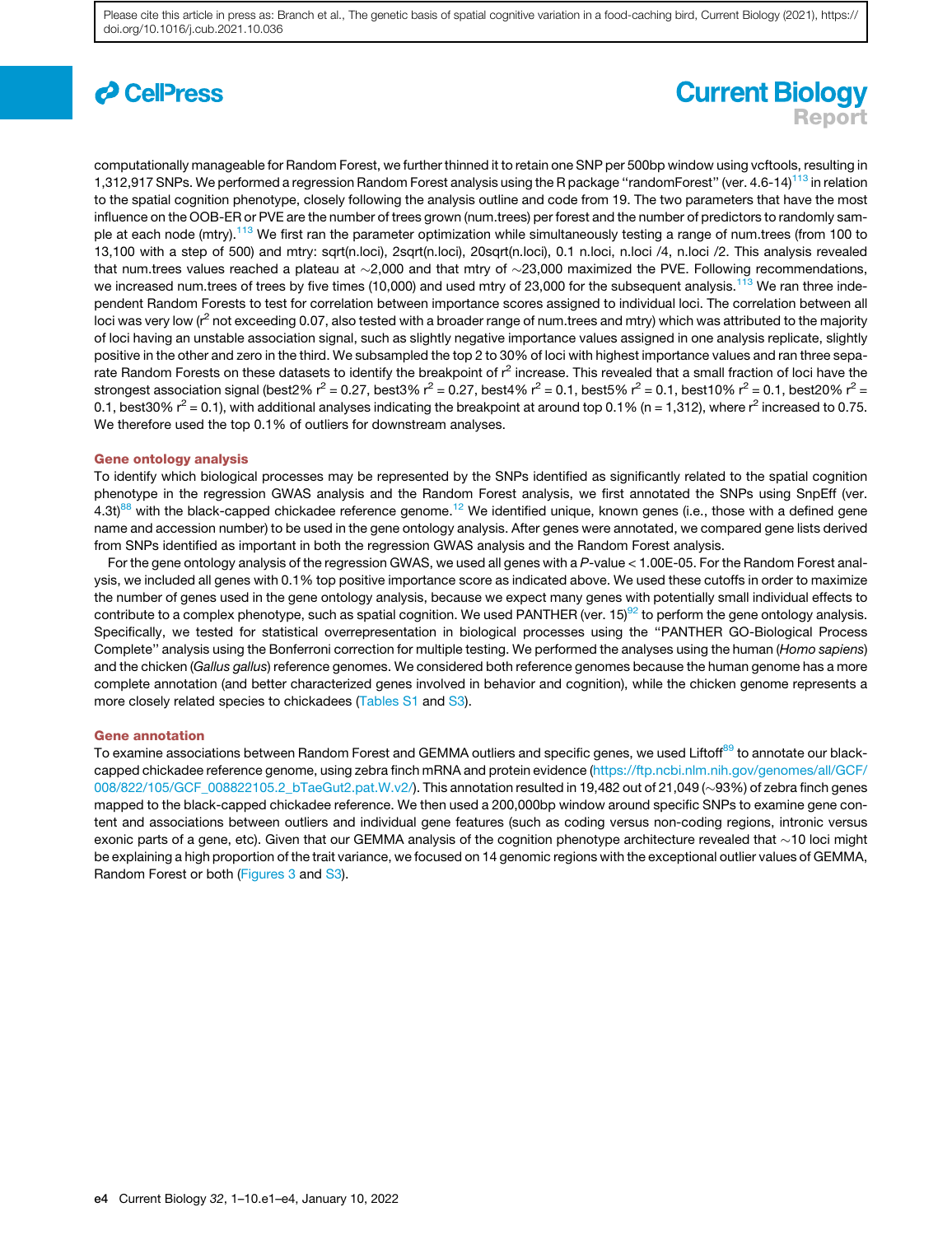computationally manageable for Random Forest, we further thinned it to retain one SNP per 500bp window using vcftools, resulting in 1,312,917 SNPs. We performed a regression Random Forest analysis using the R package "randomForest" (ver. 4.6-14)[113] in relation to the spatial cognition phenotype, closely following the analysis outline and code from 19. The two parameters that have the most influence on the OOB-ER or PVE are the number of trees grown (num.trees) per forest and the number of predictors to randomly sample at each node (mtry).[113] We first ran the parameter optimization while simultaneously testing a range of num.trees (from 100 to 13,100 with a step of 500) and mtry: sqrt(n.loci), 2sqrt(n.loci), 20sqrt(n.loci), 0.1 n.loci, n.loci /4, n.loci /2. This analysis revealed that num.trees values reached a plateau at ~2,000 and that mtry of ~23,000 maximized the PVE. Following recommendations, we increased num.trees of trees by five times (10,000) and used mtry of 23,000 for the subsequent analysis.[113] We ran three independent Random Forests to test for correlation between importance scores assigned to individual loci. The correlation between all loci was very low ($r^2$ not exceeding 0.07, also tested with a broader range of num.trees and mtry) which was attributed to the majority of loci having an unstable association signal, such as slightly negative importance values assigned in one analysis replicate, slightly positive in the other and zero in the third. We subsampled the top 2 to 30% of loci with highest importance values and ran three separate Random Forests on these datasets to identify the breakpoint of $r^2$ increase. This revealed that a small fraction of loci have the strongest association signal (best2% $r^2$ = 0.27, best3% $r^2$ = 0.27, best4% $r^2$ = 0.1, best5% $r^2$ = 0.1, best10% $r^2$ = 0.1, best20% $r^2$ = 0.1, best30% $r^2$ = 0.1), with additional analyses indicating the breakpoint at around top 0.1% (n = 1,312), where $r^2$ increased to 0.75. We therefore used the top 0.1% of outliers for downstream analyses.

### Gene ontology analysis

To identify which biological processes may be represented by the SNPs identified as significantly related to the spatial cognition phenotype in the regression GWAS analysis and the Random Forest analysis, we first annotated the SNPs using SnpEff (ver. 4.3t)[88] with the black-capped chickadee reference genome.[12] We identified unique, known genes (i.e., those with a defined gene name and accession number) to be used in the gene ontology analysis. After genes were annotated, we compared gene lists derived from SNPs identified as important in both the regression GWAS analysis and the Random Forest analysis.

For the gene ontology analysis of the regression GWAS, we used all genes with a *P*-value < 1.00E-05. For the Random Forest analysis, we included all genes with 0.1% top positive importance score as indicated above. We used these cutoffs in order to maximize the number of genes used in the gene ontology analysis, because we expect many genes with potentially small individual effects to contribute to a complex phenotype, such as spatial cognition. We used PANTHER (ver. 15)[92] to perform the gene ontology analysis. Specifically, we tested for statistical overrepresentation in biological processes using the "PANTHER GO-Biological Process Complete" analysis using the Bonferroni correction for multiple testing. We performed the analyses using the human (*Homo sapiens*) and the chicken (*Gallus gallus*) reference genomes. We considered both reference genomes because the human genome has a more complete annotation (and better characterized genes involved in behavior and cognition), while the chicken genome represents a more closely related species to chickadees (Tables S1 and S3).

### Gene annotation

To examine associations between Random Forest and GEMMA outliers and specific genes, we used Liftoff[89] to annotate our black-capped chickadee reference genome, using zebra finch mRNA and protein evidence (https://ftp.ncbi.nlm.nih.gov/genomes/all/GCF/008/822/105/GCF_008822105.2_bTaeGut2.pat.W.v2/). This annotation resulted in 19,482 out of 21,049 (~93%) of zebra finch genes mapped to the black-capped chickadee reference. We then used a 200,000bp window around specific SNPs to examine gene content and associations between outliers and individual gene features (such as coding versus non-coding regions, intronic versus exonic parts of a gene, etc). Given that our GEMMA analysis of the cognition phenotype architecture revealed that ~10 loci might be explaining a high proportion of the trait variance, we focused on 14 genomic regions with the exceptional outlier values of GEMMA, Random Forest or both (Figures 3 and S3).